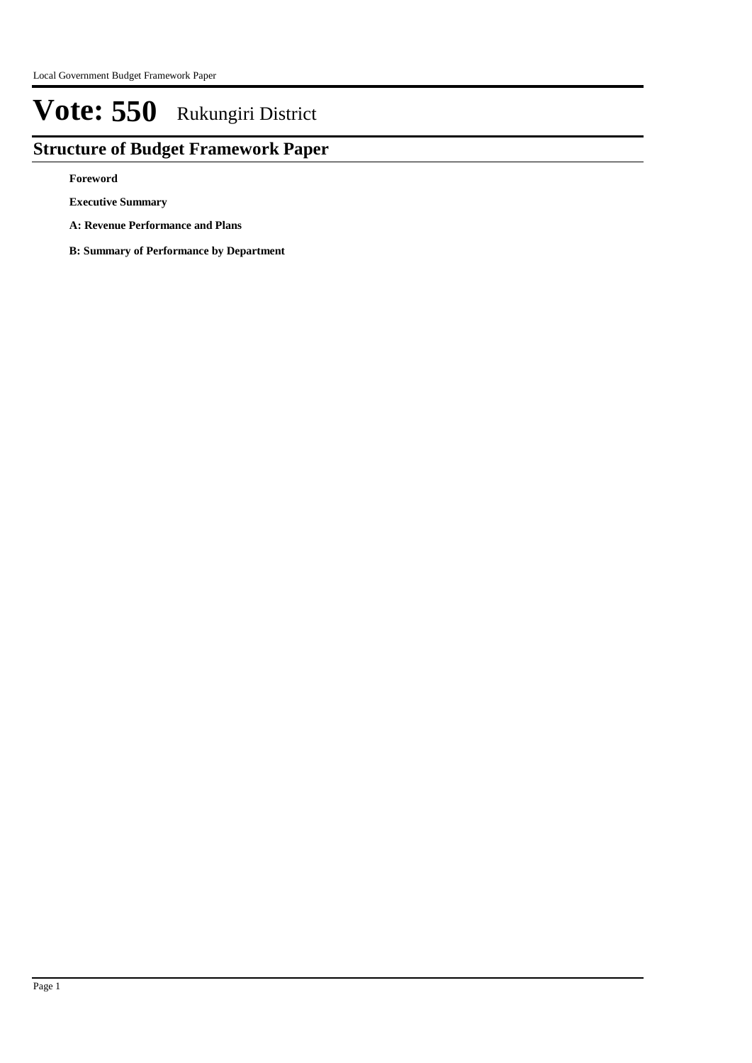# Vote: 550 Rukungiri District

## Structure of Budget Framework Paper

**Foreword**

**Executive Summary**

**A: Revenue Performance and Plans**

**B: Summary of Performance by Department**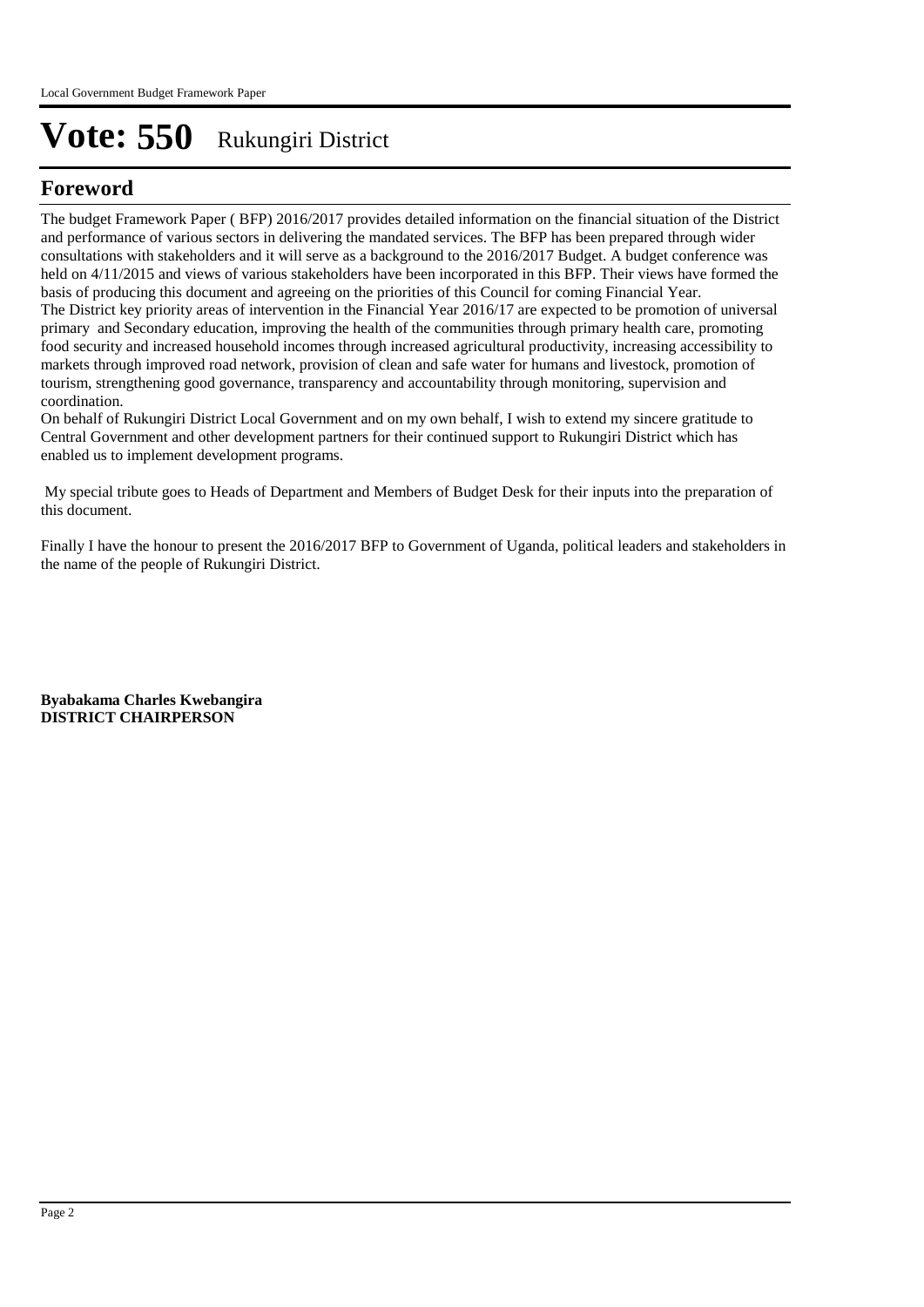# Vote: 550 Rukungiri District

## Foreword

The budget Framework Paper ( BFP) 2016/2017 provides detailed information on the financial situation of the District and performance of various sectors in delivering the mandated services. The BFP has been prepared through wider consultations with stakeholders and it will serve as a background to the 2016/2017 Budget. A budget conference was held on 4/11/2015 and views of various stakeholders have been incorporated in this BFP. Their views have formed the basis of producing this document and agreeing on the priorities of this Council for coming Financial Year.
The District key priority areas of intervention in the Financial Year 2016/17 are expected to be promotion of universal primary and Secondary education, improving the health of the communities through primary health care, promoting food security and increased household incomes through increased agricultural productivity, increasing accessibility to markets through improved road network, provision of clean and safe water for humans and livestock, promotion of tourism, strengthening good governance, transparency and accountability through monitoring, supervision and coordination.
On behalf of Rukungiri District Local Government and on my own behalf, I wish to extend my sincere gratitude to Central Government and other development partners for their continued support to Rukungiri District which has enabled us to implement development programs.

My special tribute goes to Heads of Department and Members of Budget Desk for their inputs into the preparation of this document.

Finally I have the honour to present the 2016/2017 BFP to Government of Uganda, political leaders and stakeholders in the name of the people of Rukungiri District.

**Byabakama Charles Kwebangira**
**DISTRICT CHAIRPERSON**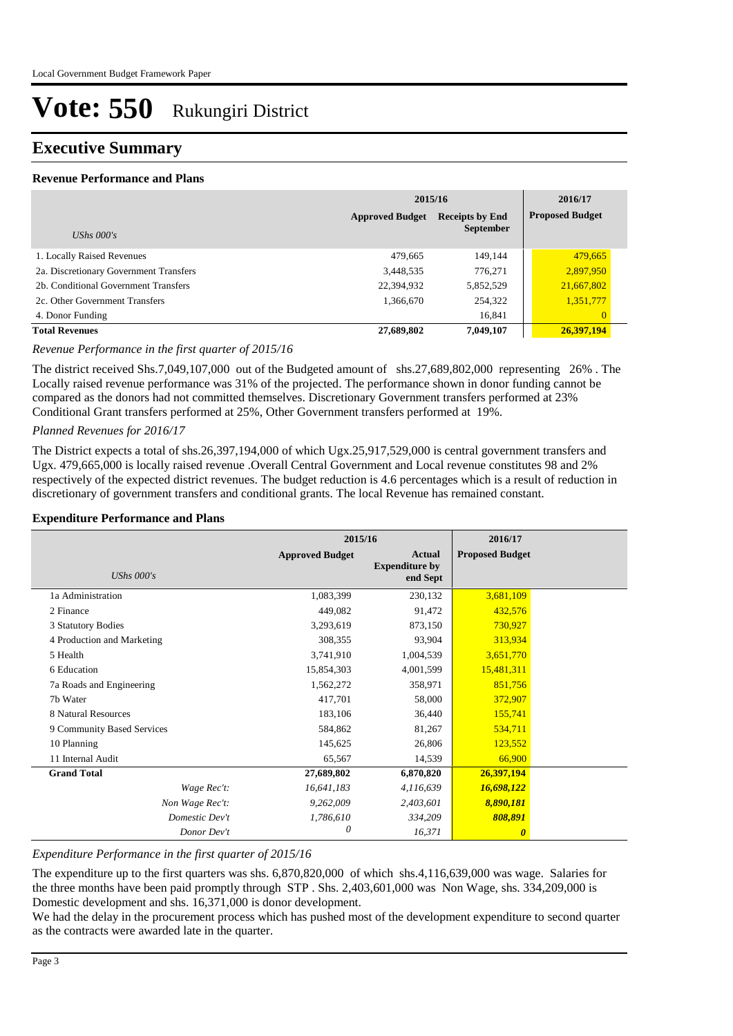# Vote: 550 Rukungiri District

## Executive Summary

### Revenue Performance and Plans

| UShs 000's | 2015/16 Approved Budget | 2015/16 Receipts by End September | 2016/17 Proposed Budget |
|---|---|---|---|
| 1. Locally Raised Revenues | 479,665 | 149,144 | 479,665 |
| 2a. Discretionary Government Transfers | 3,448,535 | 776,271 | 2,897,950 |
| 2b. Conditional Government Transfers | 22,394,932 | 5,852,529 | 21,667,802 |
| 2c. Other Government Transfers | 1,366,670 | 254,322 | 1,351,777 |
| 4. Donor Funding | | 16,841 | 0 |
| **Total Revenues** | **27,689,802** | **7,049,107** | **26,397,194** |

*Revenue Performance in the first quarter of 2015/16*

The district received Shs.7,049,107,000 out of the Budgeted amount of shs.27,689,802,000 representing 26% . The Locally raised revenue performance was 31% of the projected. The performance shown in donor funding cannot be compared as the donors had not committed themselves. Discretionary Government transfers performed at 23% Conditional Grant transfers performed at 25%, Other Government transfers performed at 19%.

*Planned Revenues for 2016/17*

The District expects a total of shs.26,397,194,000 of which Ugx.25,917,529,000 is central government transfers and Ugx. 479,665,000 is locally raised revenue .Overall Central Government and Local revenue constitutes 98 and 2% respectively of the expected district revenues. The budget reduction is 4.6 percentages which is a result of reduction in discretionary of government transfers and conditional grants. The local Revenue has remained constant.

### Expenditure Performance and Plans

| UShs 000's | 2015/16 Approved Budget | 2015/16 Actual Expenditure by end Sept | 2016/17 Proposed Budget |
|---|---|---|---|
| 1a Administration | 1,083,399 | 230,132 | 3,681,109 |
| 2 Finance | 449,082 | 91,472 | 432,576 |
| 3 Statutory Bodies | 3,293,619 | 873,150 | 730,927 |
| 4 Production and Marketing | 308,355 | 93,904 | 313,934 |
| 5 Health | 3,741,910 | 1,004,539 | 3,651,770 |
| 6 Education | 15,854,303 | 4,001,599 | 15,481,311 |
| 7a Roads and Engineering | 1,562,272 | 358,971 | 851,756 |
| 7b Water | 417,701 | 58,000 | 372,907 |
| 8 Natural Resources | 183,106 | 36,440 | 155,741 |
| 9 Community Based Services | 584,862 | 81,267 | 534,711 |
| 10 Planning | 145,625 | 26,806 | 123,552 |
| 11 Internal Audit | 65,567 | 14,539 | 66,900 |
| **Grand Total** | **27,689,802** | **6,870,820** | **26,397,194** |
| *Wage Rec't:* | *16,641,183* | *4,116,639* | ***16,698,122*** |
| *Non Wage Rec't:* | *9,262,009* | *2,403,601* | ***8,890,181*** |
| *Domestic Dev't* | *1,786,610* | *334,209* | ***808,891*** |
| *Donor Dev't* | *0* | *16,371* | ***0*** |

*Expenditure Performance in the first quarter of 2015/16*

The expenditure up to the first quarters was shs. 6,870,820,000 of which shs.4,116,639,000 was wage. Salaries for the three months have been paid promptly through STP . Shs. 2,403,601,000 was Non Wage, shs. 334,209,000 is Domestic development and shs. 16,371,000 is donor development.
We had the delay in the procurement process which has pushed most of the development expenditure to second quarter as the contracts were awarded late in the quarter.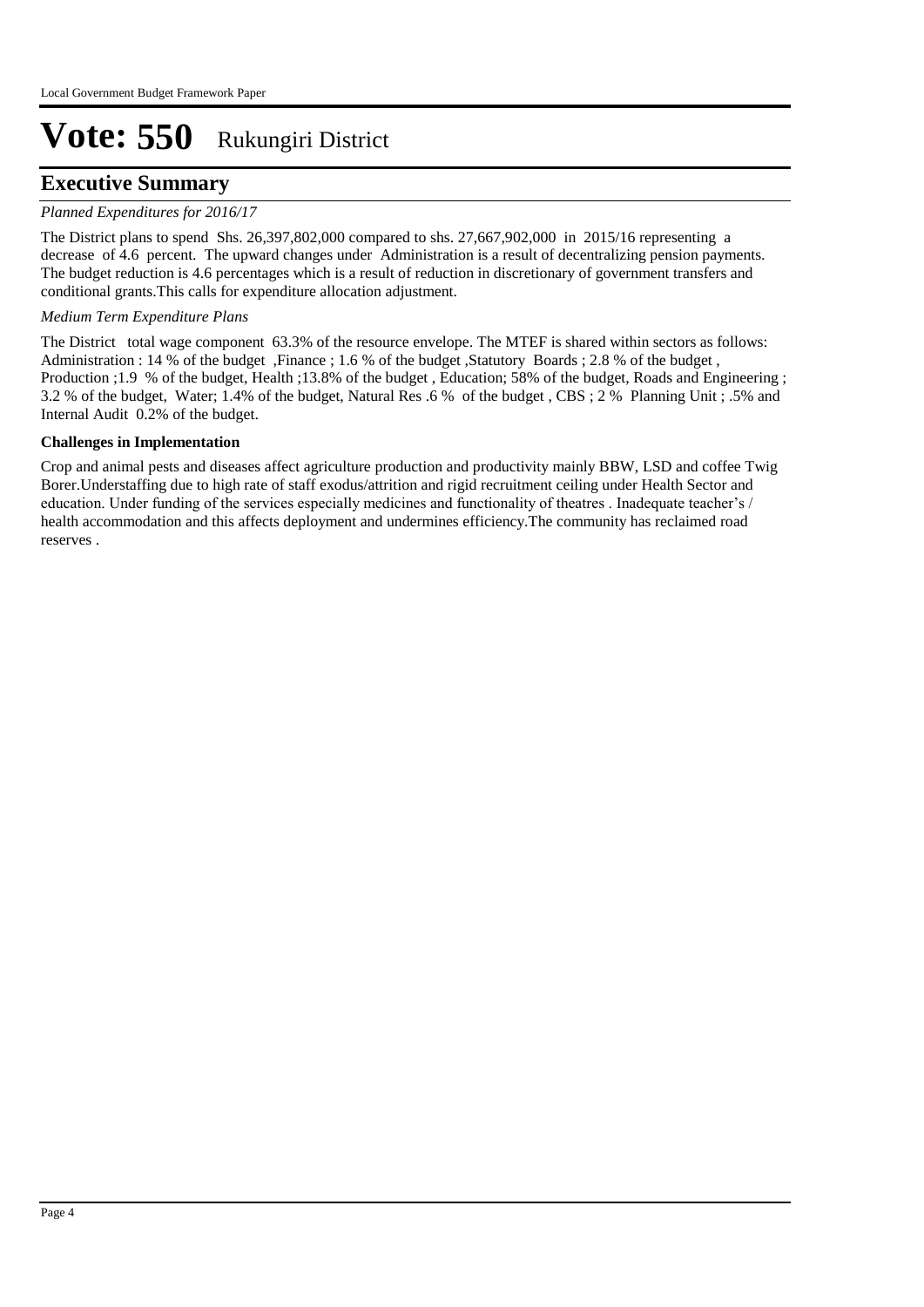# Vote: 550 Rukungiri District

## Executive Summary

*Planned Expenditures for 2016/17*

The District plans to spend Shs. 26,397,802,000 compared to shs. 27,667,902,000 in 2015/16 representing a decrease of 4.6 percent. The upward changes under Administration is a result of decentralizing pension payments. The budget reduction is 4.6 percentages which is a result of reduction in discretionary of government transfers and conditional grants.This calls for expenditure allocation adjustment.

*Medium Term Expenditure Plans*

The District total wage component 63.3% of the resource envelope. The MTEF is shared within sectors as follows: Administration : 14 % of the budget ,Finance ; 1.6 % of the budget ,Statutory Boards ; 2.8 % of the budget , Production ;1.9 % of the budget, Health ;13.8% of the budget , Education; 58% of the budget, Roads and Engineering ; 3.2 % of the budget, Water; 1.4% of the budget, Natural Res .6 % of the budget , CBS ; 2 % Planning Unit ; .5% and Internal Audit 0.2% of the budget.

**Challenges in Implementation**

Crop and animal pests and diseases affect agriculture production and productivity mainly BBW, LSD and coffee Twig Borer.Understaffing due to high rate of staff exodus/attrition and rigid recruitment ceiling under Health Sector and education. Under funding of the services especially medicines and functionality of theatres . Inadequate teacher's / health accommodation and this affects deployment and undermines efficiency.The community has reclaimed road reserves .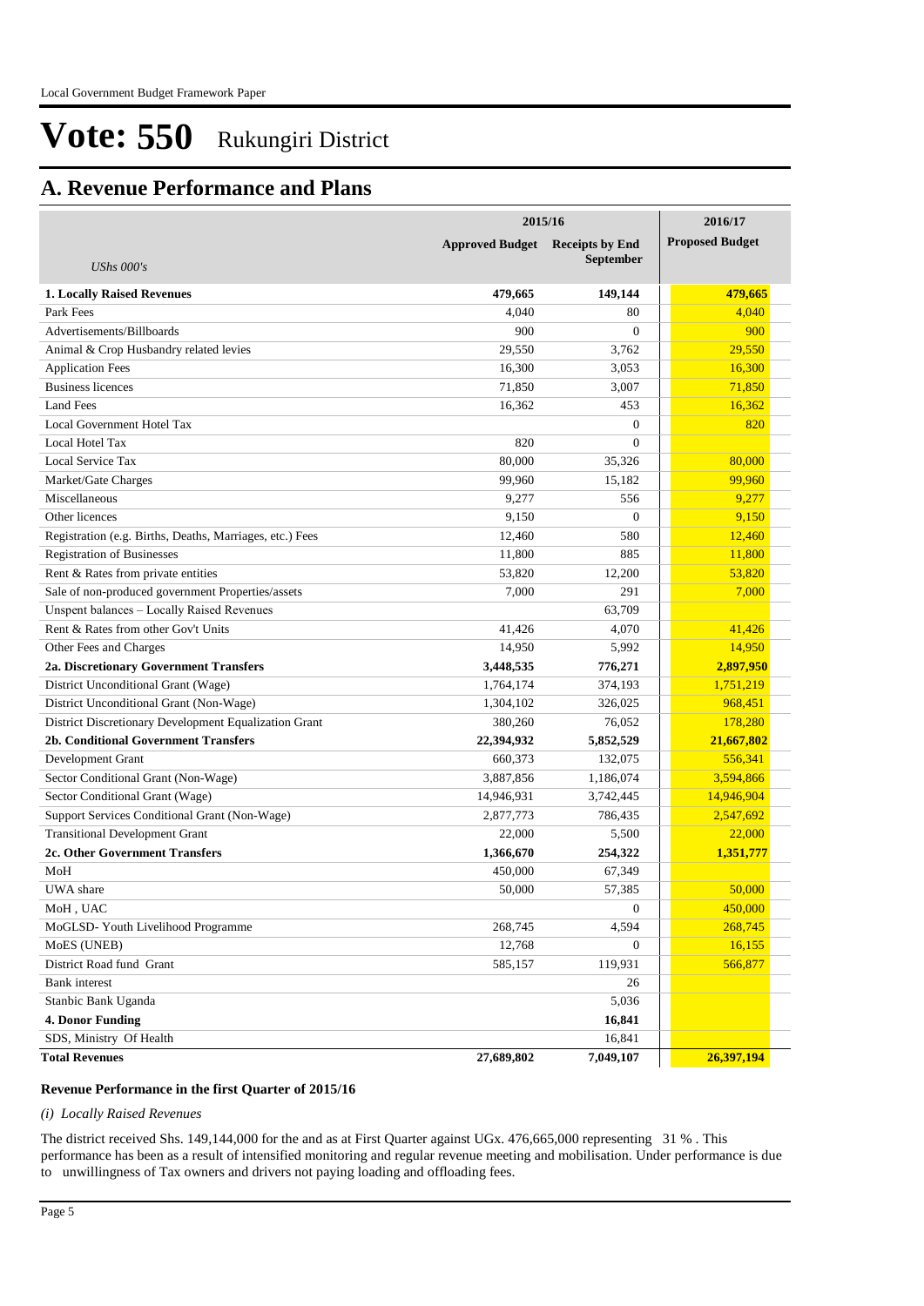# Vote: 550 Rukungiri District

## A. Revenue Performance and Plans

| *UShs 000's* | 2015/16 Approved Budget | 2015/16 Receipts by End September | 2016/17 Proposed Budget |
|---|---|---|---|
| **1. Locally Raised Revenues** | **479,665** | **149,144** | **479,665** |
| Park Fees | 4,040 | 80 | 4,040 |
| Advertisements/Billboards | 900 | 0 | 900 |
| Animal & Crop Husbandry related levies | 29,550 | 3,762 | 29,550 |
| Application Fees | 16,300 | 3,053 | 16,300 |
| Business licences | 71,850 | 3,007 | 71,850 |
| Land Fees | 16,362 | 453 | 16,362 |
| Local Government Hotel Tax | | 0 | 820 |
| Local Hotel Tax | 820 | 0 | |
| Local Service Tax | 80,000 | 35,326 | 80,000 |
| Market/Gate Charges | 99,960 | 15,182 | 99,960 |
| Miscellaneous | 9,277 | 556 | 9,277 |
| Other licences | 9,150 | 0 | 9,150 |
| Registration (e.g. Births, Deaths, Marriages, etc.) Fees | 12,460 | 580 | 12,460 |
| Registration of Businesses | 11,800 | 885 | 11,800 |
| Rent & Rates from private entities | 53,820 | 12,200 | 53,820 |
| Sale of non-produced government Properties/assets | 7,000 | 291 | 7,000 |
| Unspent balances – Locally Raised Revenues | | 63,709 | |
| Rent & Rates from other Gov't Units | 41,426 | 4,070 | 41,426 |
| Other Fees and Charges | 14,950 | 5,992 | 14,950 |
| **2a. Discretionary Government Transfers** | **3,448,535** | **776,271** | **2,897,950** |
| District Unconditional Grant (Wage) | 1,764,174 | 374,193 | 1,751,219 |
| District Unconditional Grant (Non-Wage) | 1,304,102 | 326,025 | 968,451 |
| District Discretionary Development Equalization Grant | 380,260 | 76,052 | 178,280 |
| **2b. Conditional Government Transfers** | **22,394,932** | **5,852,529** | **21,667,802** |
| Development Grant | 660,373 | 132,075 | 556,341 |
| Sector Conditional Grant (Non-Wage) | 3,887,856 | 1,186,074 | 3,594,866 |
| Sector Conditional Grant (Wage) | 14,946,931 | 3,742,445 | 14,946,904 |
| Support Services Conditional Grant (Non-Wage) | 2,877,773 | 786,435 | 2,547,692 |
| Transitional Development Grant | 22,000 | 5,500 | 22,000 |
| **2c. Other Government Transfers** | **1,366,670** | **254,322** | **1,351,777** |
| MoH | 450,000 | 67,349 | |
| UWA share | 50,000 | 57,385 | 50,000 |
| MoH , UAC | | 0 | 450,000 |
| MoGLSD- Youth Livelihood Programme | 268,745 | 4,594 | 268,745 |
| MoES (UNEB) | 12,768 | 0 | 16,155 |
| District Road fund Grant | 585,157 | 119,931 | 566,877 |
| Bank interest | | 26 | |
| Stanbic Bank Uganda | | 5,036 | |
| **4. Donor Funding** | | **16,841** | |
| SDS, Ministry Of Health | | 16,841 | |
| **Total Revenues** | **27,689,802** | **7,049,107** | **26,397,194** |

**Revenue Performance in the first Quarter of 2015/16**

*(i) Locally Raised Revenues*

The district received Shs. 149,144,000 for the and as at First Quarter against UGx. 476,665,000 representing 31 % . This performance has been as a result of intensified monitoring and regular revenue meeting and mobilisation. Under performance is due to unwillingness of Tax owners and drivers not paying loading and offloading fees.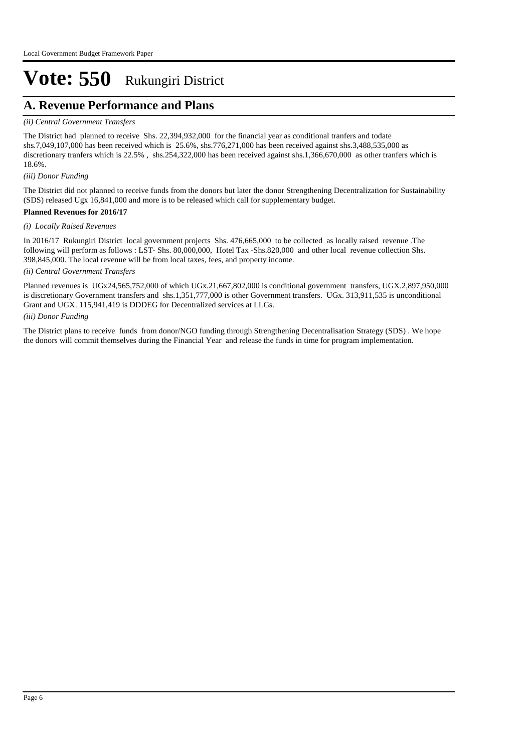# Vote: 550 Rukungiri District

## A. Revenue Performance and Plans

*(ii) Central Government Transfers*

The District had planned to receive Shs. 22,394,932,000 for the financial year as conditional tranfers and todate shs.7,049,107,000 has been received which is 25.6%, shs.776,271,000 has been received against shs.3,488,535,000 as discretionary tranfers which is 22.5% , shs.254,322,000 has been received against shs.1,366,670,000 as other tranfers which is 18.6%.

*(iii) Donor Funding*

The District did not planned to receive funds from the donors but later the donor Strengthening Decentralization for Sustainability (SDS) released Ugx 16,841,000 and more is to be released which call for supplementary budget.

**Planned Revenues for 2016/17**

*(i) Locally Raised Revenues*

In 2016/17 Rukungiri District local government projects Shs. 476,665,000 to be collected as locally raised revenue .The following will perform as follows : LST- Shs. 80,000,000, Hotel Tax -Shs.820,000 and other local revenue collection Shs. 398,845,000. The local revenue will be from local taxes, fees, and property income.

*(ii) Central Government Transfers*

Planned revenues is UGx24,565,752,000 of which UGx.21,667,802,000 is conditional government transfers, UGX.2,897,950,000 is discretionary Government transfers and shs.1,351,777,000 is other Government transfers. UGx. 313,911,535 is unconditional Grant and UGX. 115,941,419 is DDDEG for Decentralized services at LLGs.

*(iii) Donor Funding*

The District plans to receive funds from donor/NGO funding through Strengthening Decentralisation Strategy (SDS) . We hope the donors will commit themselves during the Financial Year and release the funds in time for program implementation.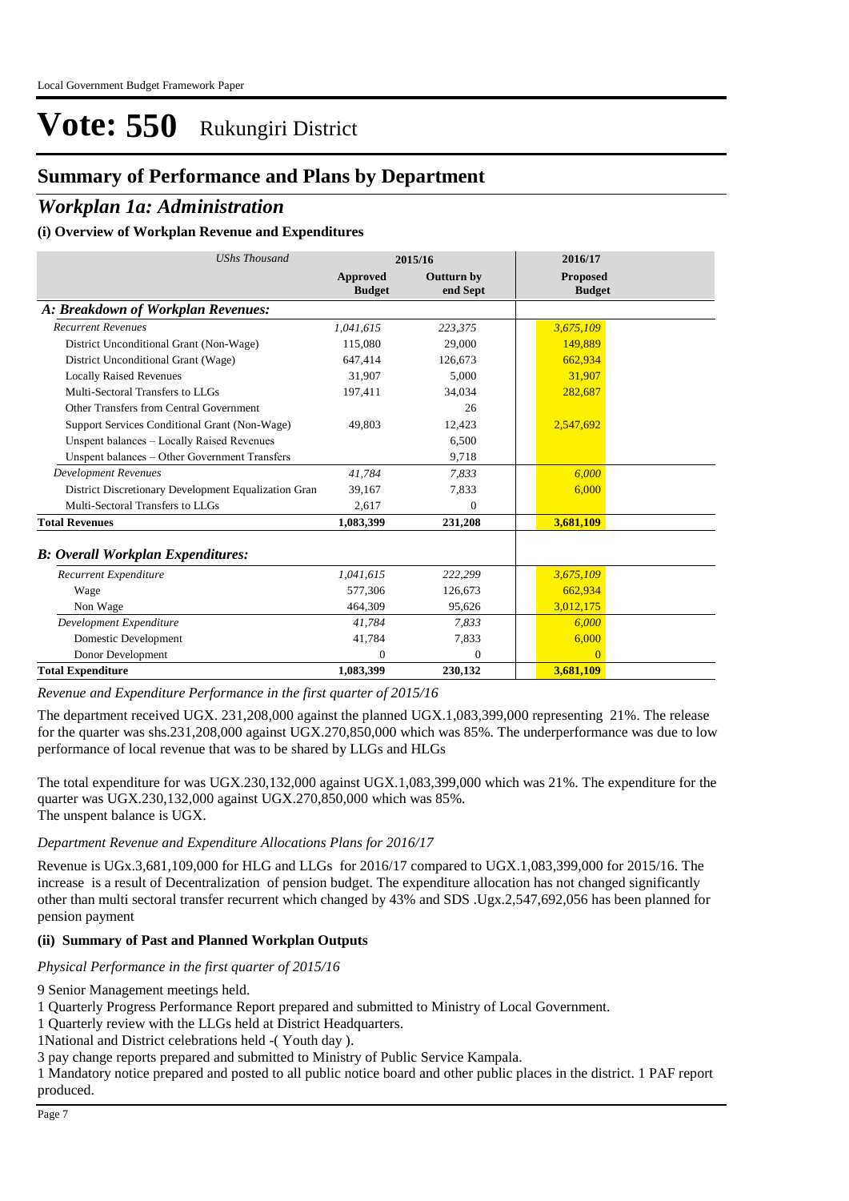# Vote: 550 Rukungiri District

## Summary of Performance and Plans by Department

## *Workplan 1a: Administration*

### (i) Overview of Workplan Revenue and Expenditures

| *UShs Thousand* | 2015/16 | | 2016/17 |
|---|---|---|---|
| | **Approved Budget** | **Outturn by end Sept** | **Proposed Budget** |
| ***A: Breakdown of Workplan Revenues:*** | | | |
| *Recurrent Revenues* | *1,041,615* | *223,375* | *3,675,109* |
| District Unconditional Grant (Non-Wage) | 115,080 | 29,000 | 149,889 |
| District Unconditional Grant (Wage) | 647,414 | 126,673 | 662,934 |
| Locally Raised Revenues | 31,907 | 5,000 | 31,907 |
| Multi-Sectoral Transfers to LLGs | 197,411 | 34,034 | 282,687 |
| Other Transfers from Central Government | | 26 | |
| Support Services Conditional Grant (Non-Wage) | 49,803 | 12,423 | 2,547,692 |
| Unspent balances – Locally Raised Revenues | | 6,500 | |
| Unspent balances – Other Government Transfers | | 9,718 | |
| *Development Revenues* | *41,784* | *7,833* | *6,000* |
| District Discretionary Development Equalization Gran | 39,167 | 7,833 | 6,000 |
| Multi-Sectoral Transfers to LLGs | 2,617 | 0 | |
| **Total Revenues** | **1,083,399** | **231,208** | **3,681,109** |
| ***B: Overall Workplan Expenditures:*** | | | |
| *Recurrent Expenditure* | *1,041,615* | *222,299* | *3,675,109* |
| Wage | 577,306 | 126,673 | 662,934 |
| Non Wage | 464,309 | 95,626 | 3,012,175 |
| *Development Expenditure* | *41,784* | *7,833* | *6,000* |
| Domestic Development | 41,784 | 7,833 | 6,000 |
| Donor Development | 0 | 0 | 0 |
| **Total Expenditure** | **1,083,399** | **230,132** | **3,681,109** |

*Revenue and Expenditure Performance in the first quarter of 2015/16*

The department received UGX. 231,208,000 against the planned UGX.1,083,399,000 representing 21%. The release for the quarter was shs.231,208,000 against UGX.270,850,000 which was 85%. The underperformance was due to low performance of local revenue that was to be shared by LLGs and HLGs

The total expenditure for was UGX.230,132,000 against UGX.1,083,399,000 which was 21%. The expenditure for the quarter was UGX.230,132,000 against UGX.270,850,000 which was 85%.
The unspent balance is UGX.

*Department Revenue and Expenditure Allocations Plans for 2016/17*

Revenue is UGx.3,681,109,000 for HLG and LLGs for 2016/17 compared to UGX.1,083,399,000 for 2015/16. The increase is a result of Decentralization of pension budget. The expenditure allocation has not changed significantly other than multi sectoral transfer recurrent which changed by 43% and SDS .Ugx.2,547,692,056 has been planned for pension payment

### (ii) Summary of Past and Planned Workplan Outputs

*Physical Performance in the first quarter of 2015/16*

9 Senior Management meetings held.
1 Quarterly Progress Performance Report prepared and submitted to Ministry of Local Government.
1 Quarterly review with the LLGs held at District Headquarters.
1National and District celebrations held -( Youth day ).
3 pay change reports prepared and submitted to Ministry of Public Service Kampala.
1 Mandatory notice prepared and posted to all public notice board and other public places in the district. 1 PAF report produced.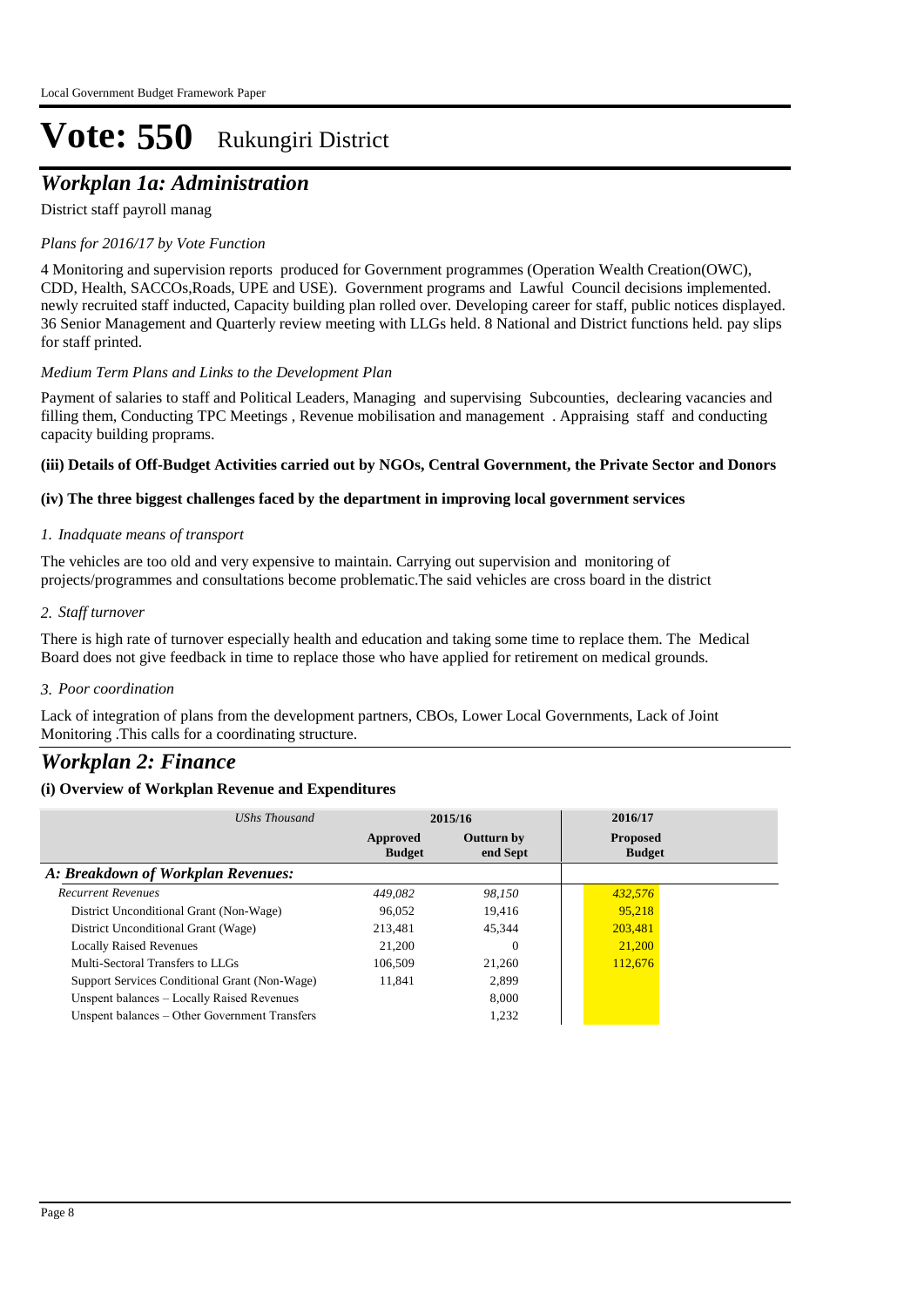# Vote: 550 Rukungiri District

## *Workplan 1a: Administration*

District staff payroll manag

*Plans for 2016/17 by Vote Function*

4 Monitoring and supervision reports produced for Government programmes (Operation Wealth Creation(OWC), CDD, Health, SACCOs,Roads, UPE and USE). Government programs and Lawful Council decisions implemented. newly recruited staff inducted, Capacity building plan rolled over. Developing career for staff, public notices displayed. 36 Senior Management and Quarterly review meeting with LLGs held. 8 National and District functions held. pay slips for staff printed.

*Medium Term Plans and Links to the Development Plan*

Payment of salaries to staff and Political Leaders, Managing and supervising Subcounties, declearing vacancies and filling them, Conducting TPC Meetings , Revenue mobilisation and management . Appraising staff and conducting capacity building proprams.

**(iii) Details of Off-Budget Activities carried out by NGOs, Central Government, the Private Sector and Donors**

**(iv) The three biggest challenges faced by the department in improving local government services**

*1. Inadquate means of transport*

The vehicles are too old and very expensive to maintain. Carrying out supervision and monitoring of projects/programmes and consultations become problematic.The said vehicles are cross board in the district

*2. Staff turnover*

There is high rate of turnover especially health and education and taking some time to replace them. The Medical Board does not give feedback in time to replace those who have applied for retirement on medical grounds.

*3. Poor coordination*

Lack of integration of plans from the development partners, CBOs, Lower Local Governments, Lack of Joint Monitoring .This calls for a coordinating structure.

## *Workplan 2: Finance*

**(i) Overview of Workplan Revenue and Expenditures**

| *UShs Thousand* | 2015/16 | | 2016/17 |
|---|---|---|---|
| | **Approved Budget** | **Outturn by end Sept** | **Proposed Budget** |
| ***A: Breakdown of Workplan Revenues:*** | | | |
| *Recurrent Revenues* | *449,082* | *98,150* | *432,576* |
| District Unconditional Grant (Non-Wage) | 96,052 | 19,416 | 95,218 |
| District Unconditional Grant (Wage) | 213,481 | 45,344 | 203,481 |
| Locally Raised Revenues | 21,200 | 0 | 21,200 |
| Multi-Sectoral Transfers to LLGs | 106,509 | 21,260 | 112,676 |
| Support Services Conditional Grant (Non-Wage) | 11,841 | 2,899 | |
| Unspent balances – Locally Raised Revenues | | 8,000 | |
| Unspent balances – Other Government Transfers | | 1,232 | |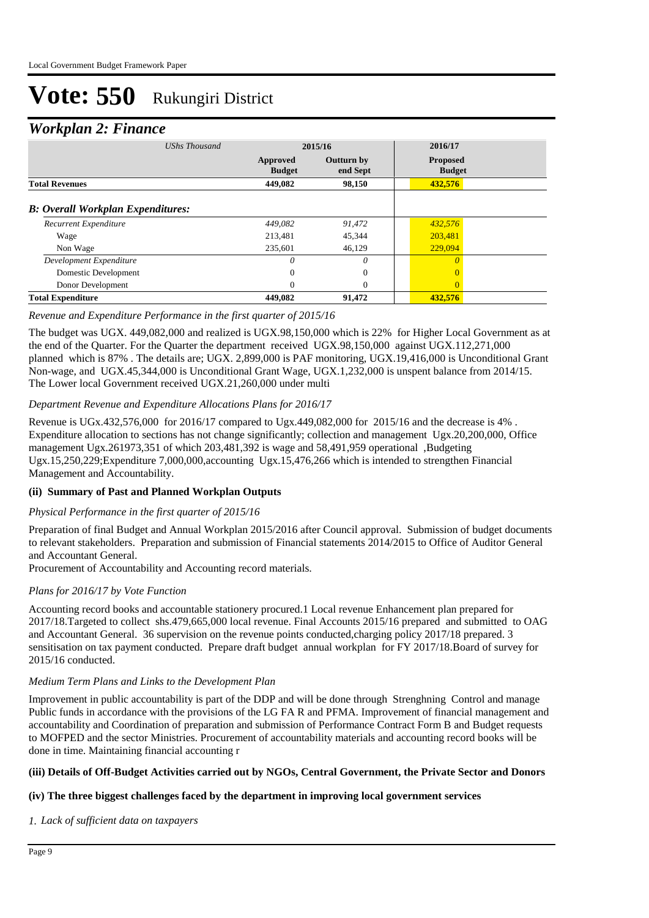# Vote: 550 Rukungiri District

## *Workplan 2: Finance*

| *UShs Thousand* | 2015/16 | | 2016/17 |
|---|---|---|---|
| | **Approved Budget** | **Outturn by end Sept** | **Proposed Budget** |
| **Total Revenues** | **449,082** | **98,150** | **432,576** |
| ***B: Overall Workplan Expenditures:*** | | | |
| *Recurrent Expenditure* | *449,082* | *91,472* | *432,576* |
| Wage | 213,481 | 45,344 | 203,481 |
| Non Wage | 235,601 | 46,129 | 229,094 |
| *Development Expenditure* | *0* | *0* | *0* |
| Domestic Development | 0 | 0 | 0 |
| Donor Development | 0 | 0 | 0 |
| **Total Expenditure** | **449,082** | **91,472** | **432,576** |

*Revenue and Expenditure Performance in the first quarter of 2015/16*

The budget was UGX. 449,082,000 and realized is UGX.98,150,000 which is 22% for Higher Local Government as at the end of the Quarter. For the Quarter the department received UGX.98,150,000 against UGX.112,271,000 planned which is 87% . The details are; UGX. 2,899,000 is PAF monitoring, UGX.19,416,000 is Unconditional Grant Non-wage, and UGX.45,344,000 is Unconditional Grant Wage, UGX.1,232,000 is unspent balance from 2014/15. The Lower local Government received UGX.21,260,000 under multi

*Department Revenue and Expenditure Allocations Plans for 2016/17*

Revenue is UGx.432,576,000 for 2016/17 compared to Ugx.449,082,000 for 2015/16 and the decrease is 4% . Expenditure allocation to sections has not change significantly; collection and management Ugx.20,200,000, Office management Ugx.261973,351 of which 203,481,392 is wage and 58,491,959 operational ,Budgeting Ugx.15,250,229;Expenditure 7,000,000,accounting Ugx.15,476,266 which is intended to strengthen Financial Management and Accountability.

**(ii) Summary of Past and Planned Workplan Outputs**

*Physical Performance in the first quarter of 2015/16*

Preparation of final Budget and Annual Workplan 2015/2016 after Council approval. Submission of budget documents to relevant stakeholders. Preparation and submission of Financial statements 2014/2015 to Office of Auditor General and Accountant General.
Procurement of Accountability and Accounting record materials.

*Plans for 2016/17 by Vote Function*

Accounting record books and accountable stationery procured.1 Local revenue Enhancement plan prepared for 2017/18.Targeted to collect shs.479,665,000 local revenue. Final Accounts 2015/16 prepared and submitted to OAG and Accountant General. 36 supervision on the revenue points conducted,charging policy 2017/18 prepared. 3 sensitisation on tax payment conducted. Prepare draft budget annual workplan for FY 2017/18.Board of survey for 2015/16 conducted.

*Medium Term Plans and Links to the Development Plan*

Improvement in public accountability is part of the DDP and will be done through Strenghning Control and manage Public funds in accordance with the provisions of the LG FA R and PFMA. Improvement of financial management and accountability and Coordination of preparation and submission of Performance Contract Form B and Budget requests to MOFPED and the sector Ministries. Procurement of accountability materials and accounting record books will be done in time. Maintaining financial accounting r

**(iii) Details of Off-Budget Activities carried out by NGOs, Central Government, the Private Sector and Donors**

**(iv) The three biggest challenges faced by the department in improving local government services**

*1. Lack of sufficient data on taxpayers*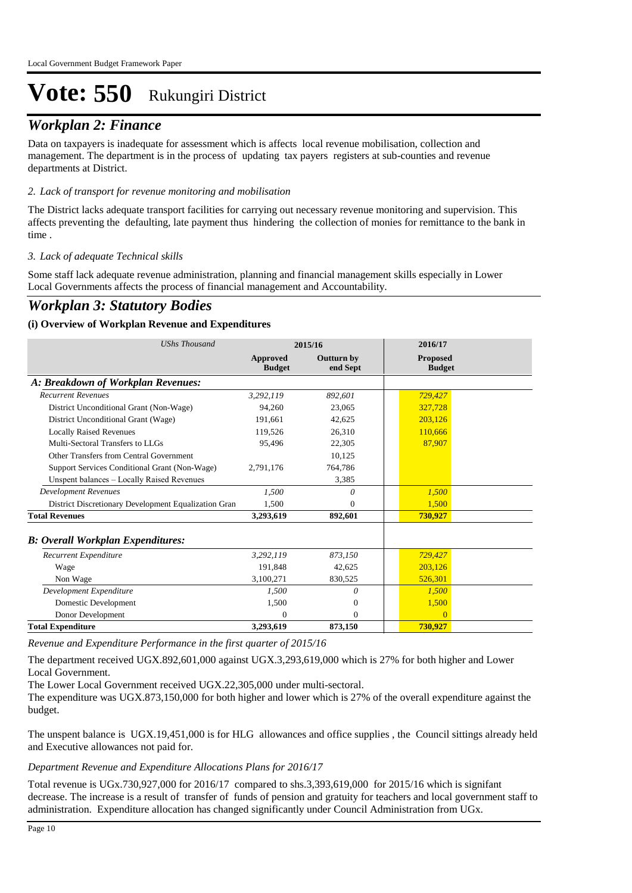# Vote: 550 Rukungiri District

## *Workplan 2: Finance*

Data on taxpayers is inadequate for assessment which is affects local revenue mobilisation, collection and management. The department is in the process of updating tax payers registers at sub-counties and revenue departments at District.

*2. Lack of transport for revenue monitoring and mobilisation*

The District lacks adequate transport facilities for carrying out necessary revenue monitoring and supervision. This affects preventing the defaulting, late payment thus hindering the collection of monies for remittance to the bank in time .

*3. Lack of adequate Technical skills*

Some staff lack adequate revenue administration, planning and financial management skills especially in Lower Local Governments affects the process of financial management and Accountability.

## *Workplan 3: Statutory Bodies*

**(i) Overview of Workplan Revenue and Expenditures**

| *UShs Thousand* | 2015/16 | | 2016/17 |
|---|---|---|---|
| | **Approved Budget** | **Outturn by end Sept** | **Proposed Budget** |
| ***A: Breakdown of Workplan Revenues:*** | | | |
| *Recurrent Revenues* | *3,292,119* | *892,601* | *729,427* |
| District Unconditional Grant (Non-Wage) | 94,260 | 23,065 | 327,728 |
| District Unconditional Grant (Wage) | 191,661 | 42,625 | 203,126 |
| Locally Raised Revenues | 119,526 | 26,310 | 110,666 |
| Multi-Sectoral Transfers to LLGs | 95,496 | 22,305 | 87,907 |
| Other Transfers from Central Government | | 10,125 | |
| Support Services Conditional Grant (Non-Wage) | 2,791,176 | 764,786 | |
| Unspent balances – Locally Raised Revenues | | 3,385 | |
| *Development Revenues* | *1,500* | *0* | *1,500* |
| District Discretionary Development Equalization Gran | 1,500 | 0 | 1,500 |
| **Total Revenues** | **3,293,619** | **892,601** | **730,927** |
| ***B: Overall Workplan Expenditures:*** | | | |
| *Recurrent Expenditure* | *3,292,119* | *873,150* | *729,427* |
| Wage | 191,848 | 42,625 | 203,126 |
| Non Wage | 3,100,271 | 830,525 | 526,301 |
| *Development Expenditure* | *1,500* | *0* | *1,500* |
| Domestic Development | 1,500 | 0 | 1,500 |
| Donor Development | 0 | 0 | 0 |
| **Total Expenditure** | **3,293,619** | **873,150** | **730,927** |

*Revenue and Expenditure Performance in the first quarter of 2015/16*

The department received UGX.892,601,000 against UGX.3,293,619,000 which is 27% for both higher and Lower Local Government.
The Lower Local Government received UGX.22,305,000 under multi-sectoral.
The expenditure was UGX.873,150,000 for both higher and lower which is 27% of the overall expenditure against the budget.

The unspent balance is UGX.19,451,000 is for HLG allowances and office supplies , the Council sittings already held and Executive allowances not paid for.

*Department Revenue and Expenditure Allocations Plans for 2016/17*

Total revenue is UGx.730,927,000 for 2016/17 compared to shs.3,393,619,000 for 2015/16 which is signifant decrease. The increase is a result of transfer of funds of pension and gratuity for teachers and local government staff to administration. Expenditure allocation has changed significantly under Council Administration from UGx.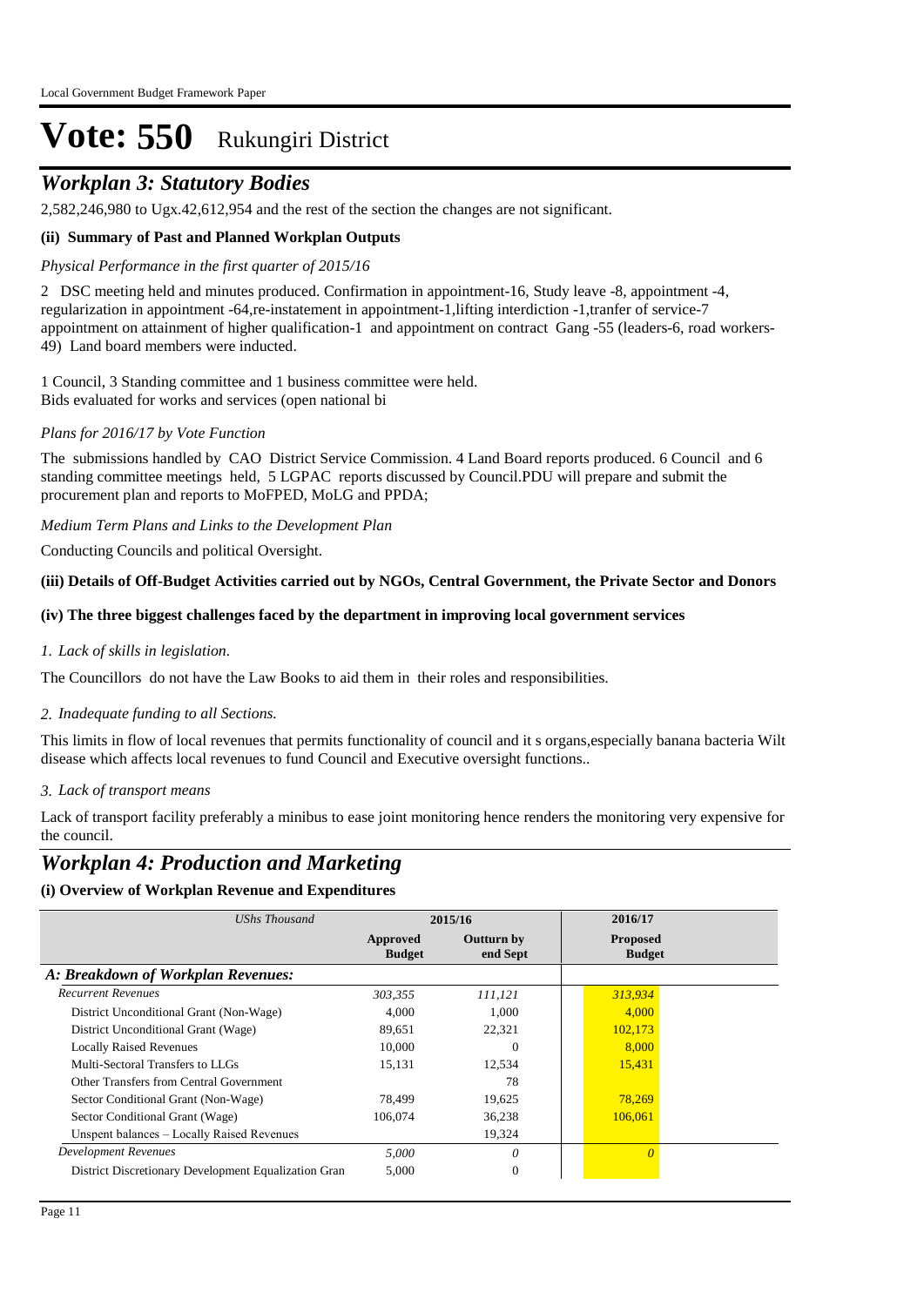# Vote: 550 Rukungiri District

## *Workplan 3: Statutory Bodies*

2,582,246,980 to Ugx.42,612,954 and the rest of the section the changes are not significant.

**(ii) Summary of Past and Planned Workplan Outputs**

*Physical Performance in the first quarter of 2015/16*

2 DSC meeting held and minutes produced. Confirmation in appointment-16, Study leave -8, appointment -4, regularization in appointment -64,re-instatement in appointment-1,lifting interdiction -1,tranfer of service-7 appointment on attainment of higher qualification-1 and appointment on contract Gang -55 (leaders-6, road workers-49) Land board members were inducted.

1 Council, 3 Standing committee and 1 business committee were held.
Bids evaluated for works and services (open national bi

*Plans for 2016/17 by Vote Function*

The submissions handled by CAO District Service Commission. 4 Land Board reports produced. 6 Council and 6 standing committee meetings held, 5 LGPAC reports discussed by Council.PDU will prepare and submit the procurement plan and reports to MoFPED, MoLG and PPDA;

*Medium Term Plans and Links to the Development Plan*

Conducting Councils and political Oversight.

**(iii) Details of Off-Budget Activities carried out by NGOs, Central Government, the Private Sector and Donors**

**(iv) The three biggest challenges faced by the department in improving local government services**

*1. Lack of skills in legislation.*

The Councillors do not have the Law Books to aid them in their roles and responsibilities.

*2. Inadequate funding to all Sections.*

This limits in flow of local revenues that permits functionality of council and it s organs,especially banana bacteria Wilt disease which affects local revenues to fund Council and Executive oversight functions..

*3. Lack of transport means*

Lack of transport facility preferably a minibus to ease joint monitoring hence renders the monitoring very expensive for the council.

## *Workplan 4: Production and Marketing*

**(i) Overview of Workplan Revenue and Expenditures**

| *UShs Thousand* | 2015/16 | | 2016/17 |
|---|---|---|---|
| | **Approved Budget** | **Outturn by end Sept** | **Proposed Budget** |
| ***A: Breakdown of Workplan Revenues:*** | | | |
| *Recurrent Revenues* | *303,355* | *111,121* | *313,934* |
| District Unconditional Grant (Non-Wage) | 4,000 | 1,000 | 4,000 |
| District Unconditional Grant (Wage) | 89,651 | 22,321 | 102,173 |
| Locally Raised Revenues | 10,000 | 0 | 8,000 |
| Multi-Sectoral Transfers to LLGs | 15,131 | 12,534 | 15,431 |
| Other Transfers from Central Government | | 78 | |
| Sector Conditional Grant (Non-Wage) | 78,499 | 19,625 | 78,269 |
| Sector Conditional Grant (Wage) | 106,074 | 36,238 | 106,061 |
| Unspent balances – Locally Raised Revenues | | 19,324 | |
| *Development Revenues* | *5,000* | *0* | *0* |
| District Discretionary Development Equalization Gran | 5,000 | 0 | |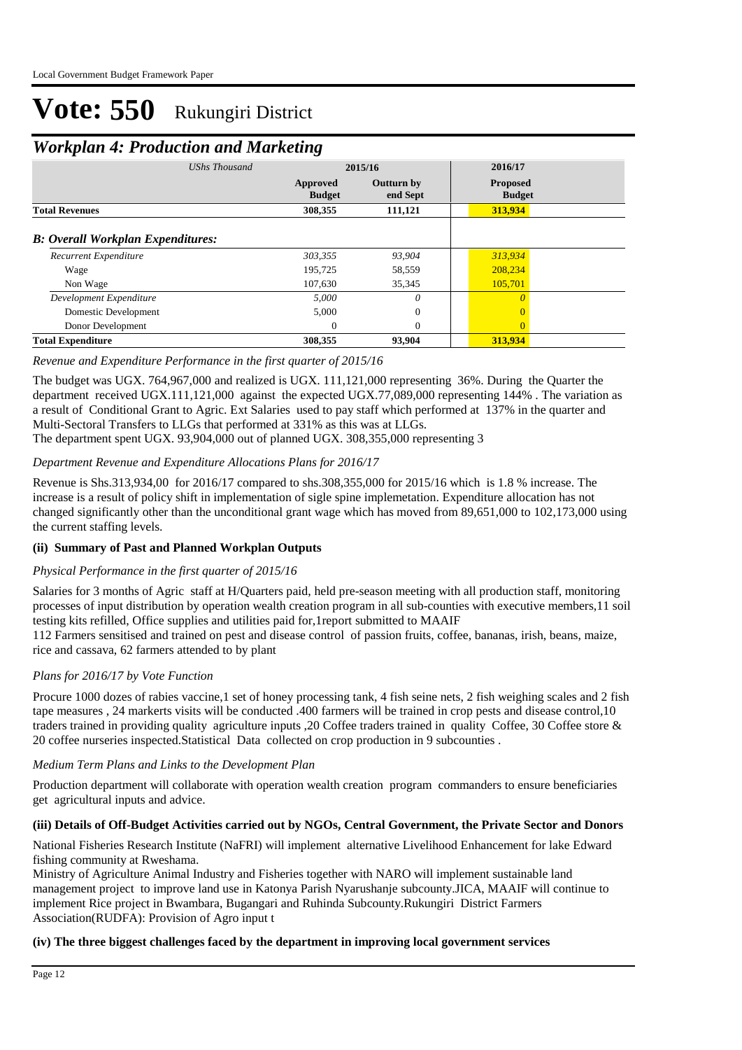# Vote: 550 Rukungiri District

## *Workplan 4: Production and Marketing*

| *UShs Thousand* | 2015/16 | | 2016/17 |
|---|---|---|---|
| | **Approved Budget** | **Outturn by end Sept** | **Proposed Budget** |
| **Total Revenues** | **308,355** | **111,121** | **313,934** |
| ***B: Overall Workplan Expenditures:*** | | | |
| *Recurrent Expenditure* | *303,355* | *93,904* | *313,934* |
| Wage | 195,725 | 58,559 | 208,234 |
| Non Wage | 107,630 | 35,345 | 105,701 |
| *Development Expenditure* | *5,000* | *0* | *0* |
| Domestic Development | 5,000 | 0 | 0 |
| Donor Development | 0 | 0 | 0 |
| **Total Expenditure** | **308,355** | **93,904** | **313,934** |

*Revenue and Expenditure Performance in the first quarter of 2015/16*

The budget was UGX. 764,967,000 and realized is UGX. 111,121,000 representing 36%. During the Quarter the department received UGX.111,121,000 against the expected UGX.77,089,000 representing 144% . The variation as a result of Conditional Grant to Agric. Ext Salaries used to pay staff which performed at 137% in the quarter and Multi-Sectoral Transfers to LLGs that performed at 331% as this was at LLGs.
The department spent UGX. 93,904,000 out of planned UGX. 308,355,000 representing 3

*Department Revenue and Expenditure Allocations Plans for 2016/17*

Revenue is Shs.313,934,00 for 2016/17 compared to shs.308,355,000 for 2015/16 which is 1.8 % increase. The increase is a result of policy shift in implementation of sigle spine implemetation. Expenditure allocation has not changed significantly other than the unconditional grant wage which has moved from 89,651,000 to 102,173,000 using the current staffing levels.

### (ii) Summary of Past and Planned Workplan Outputs

*Physical Performance in the first quarter of 2015/16*

Salaries for 3 months of Agric staff at H/Quarters paid, held pre-season meeting with all production staff, monitoring processes of input distribution by operation wealth creation program in all sub-counties with executive members,11 soil testing kits refilled, Office supplies and utilities paid for,1report submitted to MAAIF
112 Farmers sensitised and trained on pest and disease control of passion fruits, coffee, bananas, irish, beans, maize, rice and cassava, 62 farmers attended to by plant

*Plans for 2016/17 by Vote Function*

Procure 1000 dozes of rabies vaccine,1 set of honey processing tank, 4 fish seine nets, 2 fish weighing scales and 2 fish tape measures , 24 markerts visits will be conducted .400 farmers will be trained in crop pests and disease control,10 traders trained in providing quality agriculture inputs ,20 Coffee traders trained in quality Coffee, 30 Coffee store & 20 coffee nurseries inspected.Statistical Data collected on crop production in 9 subcounties .

*Medium Term Plans and Links to the Development Plan*

Production department will collaborate with operation wealth creation program commanders to ensure beneficiaries get agricultural inputs and advice.

### (iii) Details of Off-Budget Activities carried out by NGOs, Central Government, the Private Sector and Donors

National Fisheries Research Institute (NaFRI) will implement alternative Livelihood Enhancement for lake Edward fishing community at Rweshama.
Ministry of Agriculture Animal Industry and Fisheries together with NARO will implement sustainable land management project to improve land use in Katonya Parish Nyarushanje subcounty.JICA, MAAIF will continue to implement Rice project in Bwambara, Bugangari and Ruhinda Subcounty.Rukungiri District Farmers Association(RUDFA): Provision of Agro input t

### (iv) The three biggest challenges faced by the department in improving local government services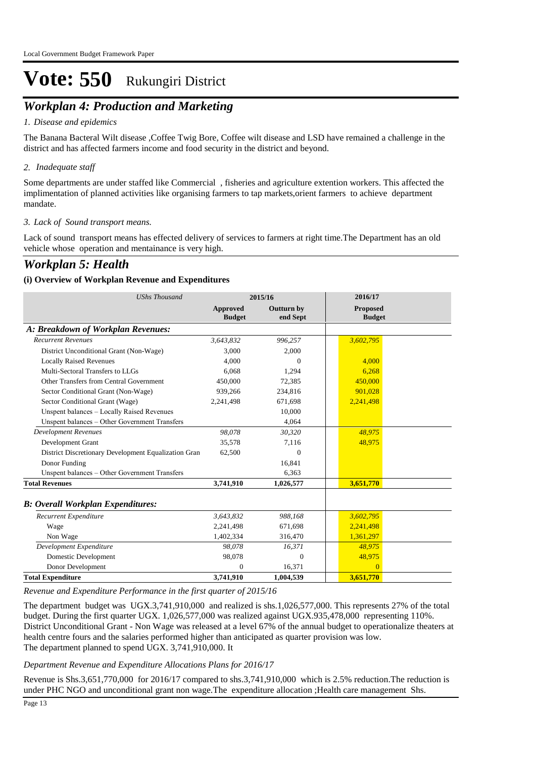# Vote: 550 Rukungiri District

## *Workplan 4: Production and Marketing*

*1. Disease and epidemics*

The Banana Bacteral Wilt disease ,Coffee Twig Bore, Coffee wilt disease and LSD have remained a challenge in the district and has affected farmers income and food security in the district and beyond.

*2. Inadequate staff*

Some departments are under staffed like Commercial , fisheries and agriculture extention workers. This affected the implimentation of planned activities like organising farmers to tap markets,orient farmers to achieve department mandate.

*3. Lack of Sound transport means.*

Lack of sound transport means has effected delivery of services to farmers at right time.The Department has an old vehicle whose operation and mentainance is very high.

## *Workplan 5: Health*

### (i) Overview of Workplan Revenue and Expenditures

| *UShs Thousand* | 2015/16 | | 2016/17 |
|---|---|---|---|
| | **Approved Budget** | **Outturn by end Sept** | **Proposed Budget** |
| ***A: Breakdown of Workplan Revenues:*** | | | |
| *Recurrent Revenues* | *3,643,832* | *996,257* | *3,602,795* |
| District Unconditional Grant (Non-Wage) | 3,000 | 2,000 | |
| Locally Raised Revenues | 4,000 | 0 | 4,000 |
| Multi-Sectoral Transfers to LLGs | 6,068 | 1,294 | 6,268 |
| Other Transfers from Central Government | 450,000 | 72,385 | 450,000 |
| Sector Conditional Grant (Non-Wage) | 939,266 | 234,816 | 901,028 |
| Sector Conditional Grant (Wage) | 2,241,498 | 671,698 | 2,241,498 |
| Unspent balances – Locally Raised Revenues | | 10,000 | |
| Unspent balances – Other Government Transfers | | 4,064 | |
| *Development Revenues* | *98,078* | *30,320* | *48,975* |
| Development Grant | 35,578 | 7,116 | 48,975 |
| District Discretionary Development Equalization Gran | 62,500 | 0 | |
| Donor Funding | | 16,841 | |
| Unspent balances – Other Government Transfers | | 6,363 | |
| **Total Revenues** | **3,741,910** | **1,026,577** | **3,651,770** |
| ***B: Overall Workplan Expenditures:*** | | | |
| *Recurrent Expenditure* | *3,643,832* | *988,168* | *3,602,795* |
| Wage | 2,241,498 | 671,698 | 2,241,498 |
| Non Wage | 1,402,334 | 316,470 | 1,361,297 |
| *Development Expenditure* | *98,078* | *16,371* | *48,975* |
| Domestic Development | 98,078 | 0 | 48,975 |
| Donor Development | 0 | 16,371 | 0 |
| **Total Expenditure** | **3,741,910** | **1,004,539** | **3,651,770** |

*Revenue and Expenditure Performance in the first quarter of 2015/16*

The department budget was UGX.3,741,910,000 and realized is shs.1,026,577,000. This represents 27% of the total budget. During the first quarter UGX. 1,026,577,000 was realized against UGX.935,478,000 representing 110%. District Unconditional Grant - Non Wage was released at a level 67% of the annual budget to operationalize theaters at health centre fours and the salaries performed higher than anticipated as quarter provision was low.
The department planned to spend UGX. 3,741,910,000. It

*Department Revenue and Expenditure Allocations Plans for 2016/17*

Revenue is Shs.3,651,770,000 for 2016/17 compared to shs.3,741,910,000 which is 2.5% reduction.The reduction is under PHC NGO and unconditional grant non wage.The expenditure allocation ;Health care management Shs.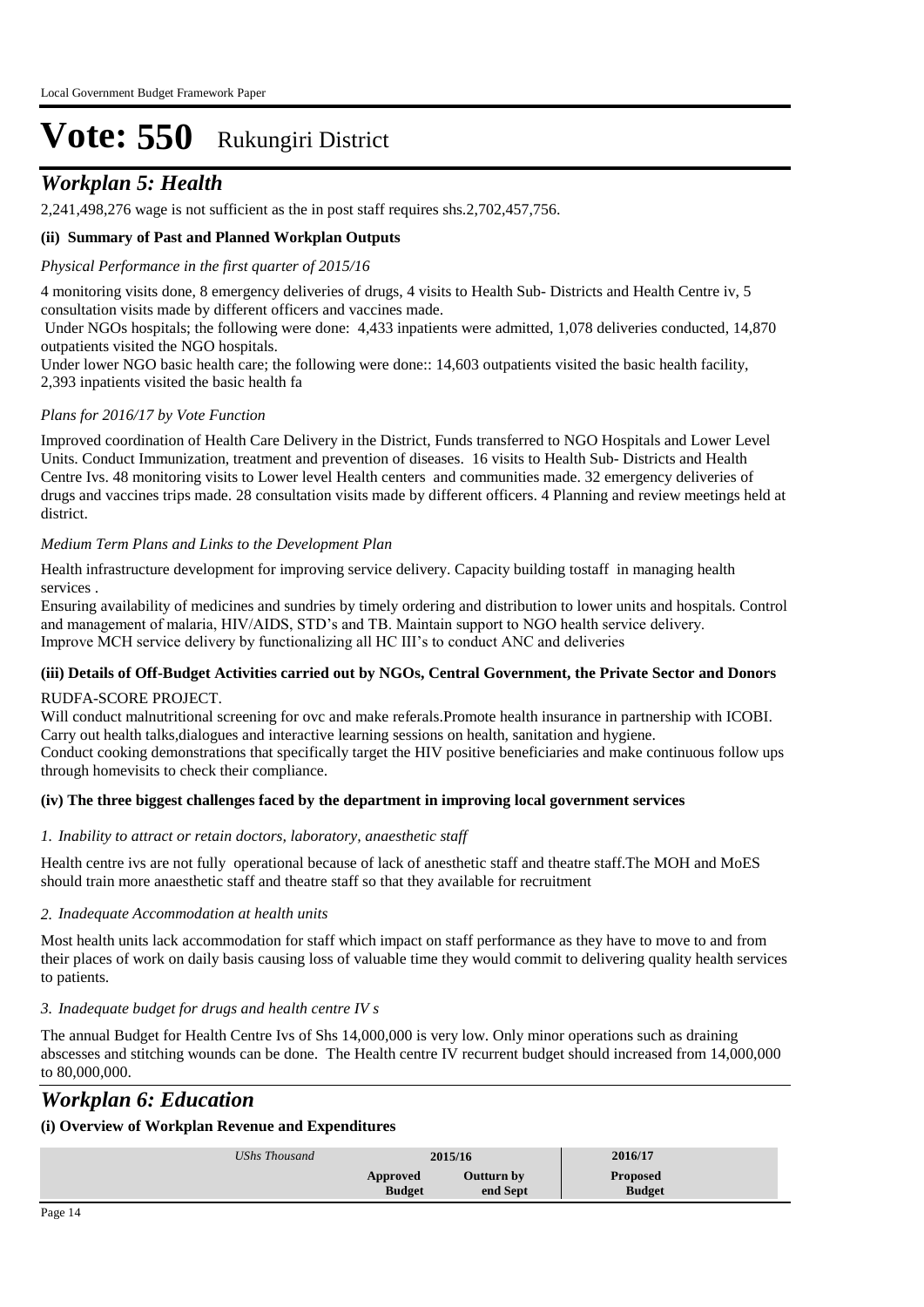# Vote: 550 Rukungiri District

## *Workplan 5: Health*

2,241,498,276 wage is not sufficient as the in post staff requires shs.2,702,457,756.

### (ii) Summary of Past and Planned Workplan Outputs

*Physical Performance in the first quarter of 2015/16*

4 monitoring visits done, 8 emergency deliveries of drugs, 4 visits to Health Sub- Districts and Health Centre iv, 5 consultation visits made by different officers and vaccines made.
Under NGOs hospitals; the following were done: 4,433 inpatients were admitted, 1,078 deliveries conducted, 14,870 outpatients visited the NGO hospitals.
Under lower NGO basic health care; the following were done:: 14,603 outpatients visited the basic health facility, 2,393 inpatients visited the basic health fa

*Plans for 2016/17 by Vote Function*

Improved coordination of Health Care Delivery in the District, Funds transferred to NGO Hospitals and Lower Level Units. Conduct Immunization, treatment and prevention of diseases. 16 visits to Health Sub- Districts and Health Centre Ivs. 48 monitoring visits to Lower level Health centers and communities made. 32 emergency deliveries of drugs and vaccines trips made. 28 consultation visits made by different officers. 4 Planning and review meetings held at district.

*Medium Term Plans and Links to the Development Plan*

Health infrastructure development for improving service delivery. Capacity building tostaff in managing health services .
Ensuring availability of medicines and sundries by timely ordering and distribution to lower units and hospitals. Control and management of malaria, HIV/AIDS, STD's and TB. Maintain support to NGO health service delivery.
Improve MCH service delivery by functionalizing all HC III's to conduct ANC and deliveries

### (iii) Details of Off-Budget Activities carried out by NGOs, Central Government, the Private Sector and Donors

RUDFA-SCORE PROJECT.
Will conduct malnutritional screening for ovc and make referals.Promote health insurance in partnership with ICOBI. Carry out health talks,dialogues and interactive learning sessions on health, sanitation and hygiene.
Conduct cooking demonstrations that specifically target the HIV positive beneficiaries and make continuous follow ups through homevisits to check their compliance.

### (iv) The three biggest challenges faced by the department in improving local government services

*1. Inability to attract or retain doctors, laboratory, anaesthetic staff*

Health centre ivs are not fully operational because of lack of anesthetic staff and theatre staff.The MOH and MoES should train more anaesthetic staff and theatre staff so that they available for recruitment

*2. Inadequate Accommodation at health units*

Most health units lack accommodation for staff which impact on staff performance as they have to move to and from their places of work on daily basis causing loss of valuable time they would commit to delivering quality health services to patients.

*3. Inadequate budget for drugs and health centre IV s*

The annual Budget for Health Centre Ivs of Shs 14,000,000 is very low. Only minor operations such as draining abscesses and stitching wounds can be done. The Health centre IV recurrent budget should increased from 14,000,000 to 80,000,000.

## *Workplan 6: Education*

### (i) Overview of Workplan Revenue and Expenditures

| *UShs Thousand* | 2015/16 | | 2016/17 |
|---|---|---|---|
| | Approved Budget | Outturn by end Sept | Proposed Budget |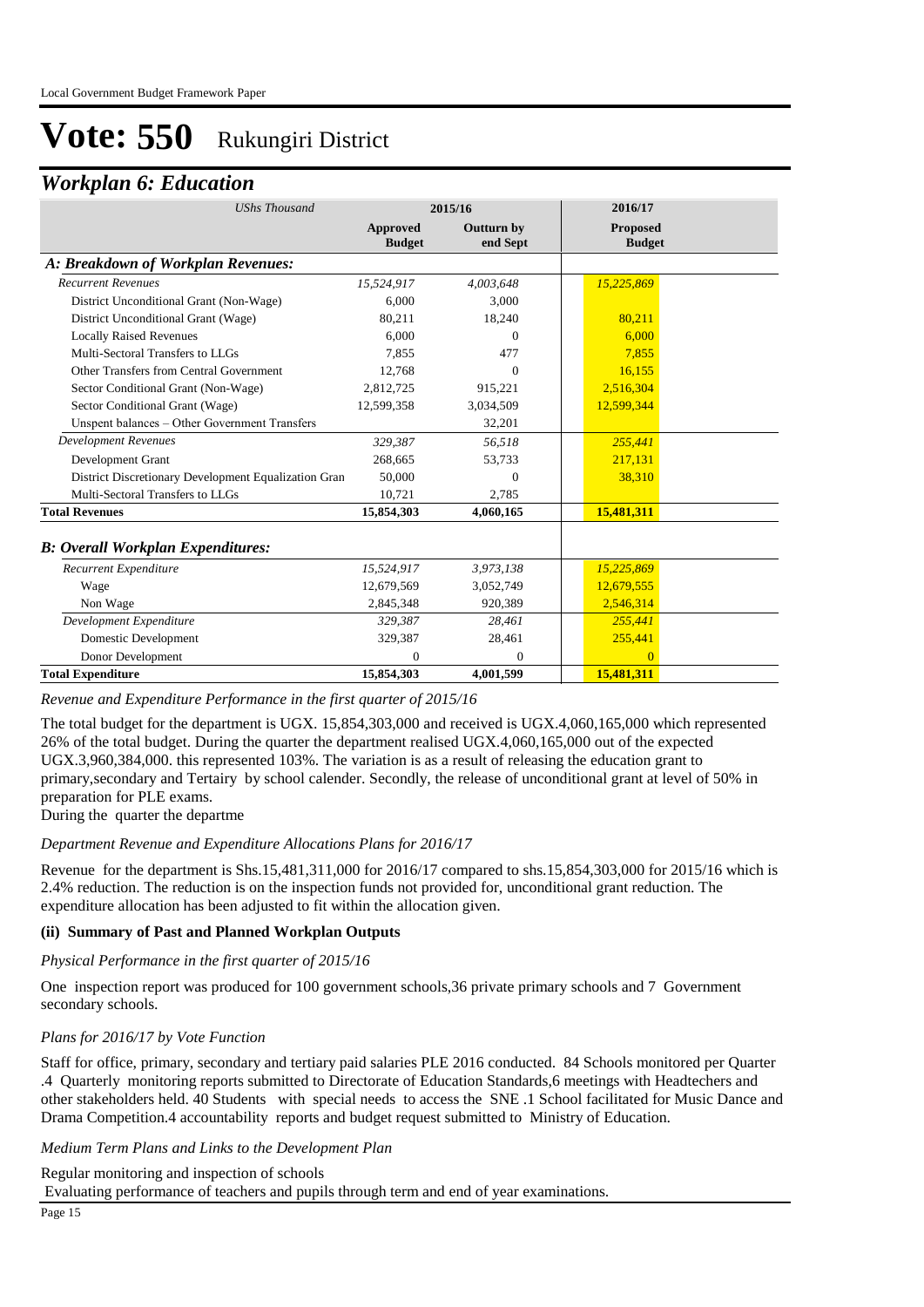# Vote: 550 Rukungiri District

## *Workplan 6: Education*

| *UShs Thousand* | 2015/16 | | 2016/17 |
|---|---|---|---|
| | **Approved Budget** | **Outturn by end Sept** | **Proposed Budget** |
| ***A: Breakdown of Workplan Revenues:*** | | | |
| *Recurrent Revenues* | *15,524,917* | *4,003,648* | *15,225,869* |
| District Unconditional Grant (Non-Wage) | 6,000 | 3,000 | |
| District Unconditional Grant (Wage) | 80,211 | 18,240 | 80,211 |
| Locally Raised Revenues | 6,000 | 0 | 6,000 |
| Multi-Sectoral Transfers to LLGs | 7,855 | 477 | 7,855 |
| Other Transfers from Central Government | 12,768 | 0 | 16,155 |
| Sector Conditional Grant (Non-Wage) | 2,812,725 | 915,221 | 2,516,304 |
| Sector Conditional Grant (Wage) | 12,599,358 | 3,034,509 | 12,599,344 |
| Unspent balances – Other Government Transfers | | 32,201 | |
| *Development Revenues* | *329,387* | *56,518* | *255,441* |
| Development Grant | 268,665 | 53,733 | 217,131 |
| District Discretionary Development Equalization Gran | 50,000 | 0 | 38,310 |
| Multi-Sectoral Transfers to LLGs | 10,721 | 2,785 | |
| **Total Revenues** | **15,854,303** | **4,060,165** | **15,481,311** |
| ***B: Overall Workplan Expenditures:*** | | | |
| *Recurrent Expenditure* | *15,524,917* | *3,973,138* | *15,225,869* |
| Wage | 12,679,569 | 3,052,749 | 12,679,555 |
| Non Wage | 2,845,348 | 920,389 | 2,546,314 |
| *Development Expenditure* | *329,387* | *28,461* | *255,441* |
| Domestic Development | 329,387 | 28,461 | 255,441 |
| Donor Development | 0 | 0 | 0 |
| **Total Expenditure** | **15,854,303** | **4,001,599** | **15,481,311** |

*Revenue and Expenditure Performance in the first quarter of 2015/16*

The total budget for the department is UGX. 15,854,303,000 and received is UGX.4,060,165,000 which represented 26% of the total budget. During the quarter the department realised UGX.4,060,165,000 out of the expected UGX.3,960,384,000. this represented 103%. The variation is as a result of releasing the education grant to primary,secondary and Tertairy by school calender. Secondly, the release of unconditional grant at level of 50% in preparation for PLE exams.
During the quarter the departme

*Department Revenue and Expenditure Allocations Plans for 2016/17*

Revenue for the department is Shs.15,481,311,000 for 2016/17 compared to shs.15,854,303,000 for 2015/16 which is 2.4% reduction. The reduction is on the inspection funds not provided for, unconditional grant reduction. The expenditure allocation has been adjusted to fit within the allocation given.

**(ii) Summary of Past and Planned Workplan Outputs**

*Physical Performance in the first quarter of 2015/16*

One inspection report was produced for 100 government schools,36 private primary schools and 7 Government secondary schools.

*Plans for 2016/17 by Vote Function*

Staff for office, primary, secondary and tertiary paid salaries PLE 2016 conducted. 84 Schools monitored per Quarter .4 Quarterly monitoring reports submitted to Directorate of Education Standards,6 meetings with Headtechers and other stakeholders held. 40 Students with special needs to access the SNE .1 School facilitated for Music Dance and Drama Competition.4 accountability reports and budget request submitted to Ministry of Education.

*Medium Term Plans and Links to the Development Plan*

Regular monitoring and inspection of schools
Evaluating performance of teachers and pupils through term and end of year examinations.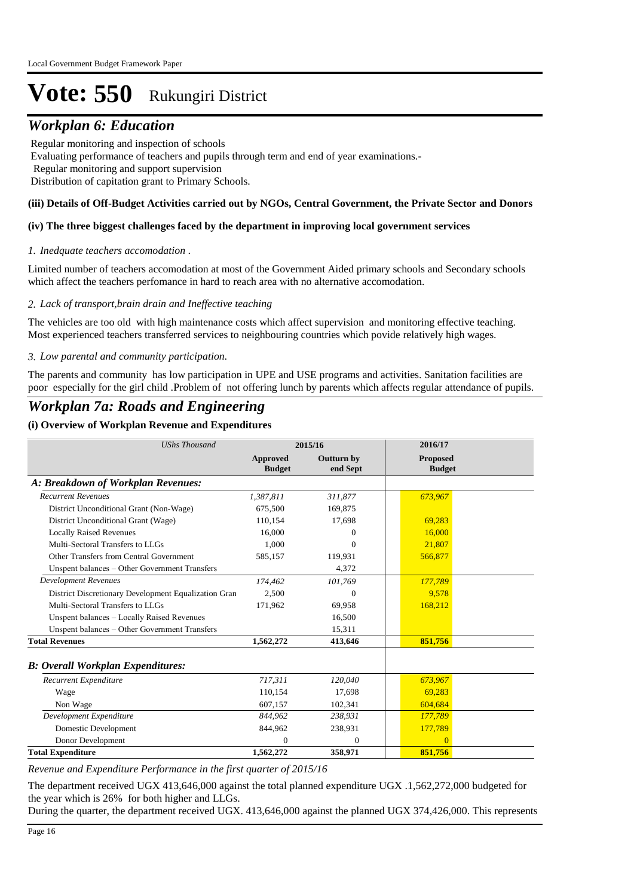# Vote: 550 Rukungiri District

## *Workplan 6: Education*

Regular monitoring and inspection of schools
Evaluating performance of teachers and pupils through term and end of year examinations.-
Regular monitoring and support supervision
Distribution of capitation grant to Primary Schools.

**(iii) Details of Off-Budget Activities carried out by NGOs, Central Government, the Private Sector and Donors**

**(iv) The three biggest challenges faced by the department in improving local government services**

*1. Inedquate teachers accomodation .*

Limited number of teachers accomodation at most of the Government Aided primary schools and Secondary schools which affect the teachers perfomance in hard to reach area with no alternative accomodation.

*2. Lack of transport,brain drain and Ineffective teaching*

The vehicles are too old with high maintenance costs which affect supervision and monitoring effective teaching. Most experienced teachers transferred services to neighbouring countries which povide relatively high wages.

*3. Low parental and community participation.*

The parents and community has low participation in UPE and USE programs and activities. Sanitation facilities are poor especially for the girl child .Problem of not offering lunch by parents which affects regular attendance of pupils.

## *Workplan 7a: Roads and Engineering*

**(i) Overview of Workplan Revenue and Expenditures**

| *UShs Thousand* | 2015/16 | | 2016/17 |
|---|---|---|---|
| | **Approved Budget** | **Outturn by end Sept** | **Proposed Budget** |
| ***A: Breakdown of Workplan Revenues:*** | | | |
| *Recurrent Revenues* | *1,387,811* | *311,877* | *673,967* |
| District Unconditional Grant (Non-Wage) | 675,500 | 169,875 | |
| District Unconditional Grant (Wage) | 110,154 | 17,698 | 69,283 |
| Locally Raised Revenues | 16,000 | 0 | 16,000 |
| Multi-Sectoral Transfers to LLGs | 1,000 | 0 | 21,807 |
| Other Transfers from Central Government | 585,157 | 119,931 | 566,877 |
| Unspent balances – Other Government Transfers | | 4,372 | |
| *Development Revenues* | *174,462* | *101,769* | *177,789* |
| District Discretionary Development Equalization Gran | 2,500 | 0 | 9,578 |
| Multi-Sectoral Transfers to LLGs | 171,962 | 69,958 | 168,212 |
| Unspent balances – Locally Raised Revenues | | 16,500 | |
| Unspent balances – Other Government Transfers | | 15,311 | |
| **Total Revenues** | **1,562,272** | **413,646** | **851,756** |
| ***B: Overall Workplan Expenditures:*** | | | |
| *Recurrent Expenditure* | *717,311* | *120,040* | *673,967* |
| Wage | 110,154 | 17,698 | 69,283 |
| Non Wage | 607,157 | 102,341 | 604,684 |
| *Development Expenditure* | *844,962* | *238,931* | *177,789* |
| Domestic Development | 844,962 | 238,931 | 177,789 |
| Donor Development | 0 | 0 | 0 |
| **Total Expenditure** | **1,562,272** | **358,971** | **851,756** |

*Revenue and Expenditure Performance in the first quarter of 2015/16*

The department received UGX 413,646,000 against the total planned expenditure UGX .1,562,272,000 budgeted for the year which is 26% for both higher and LLGs.
During the quarter, the department received UGX. 413,646,000 against the planned UGX 374,426,000. This represents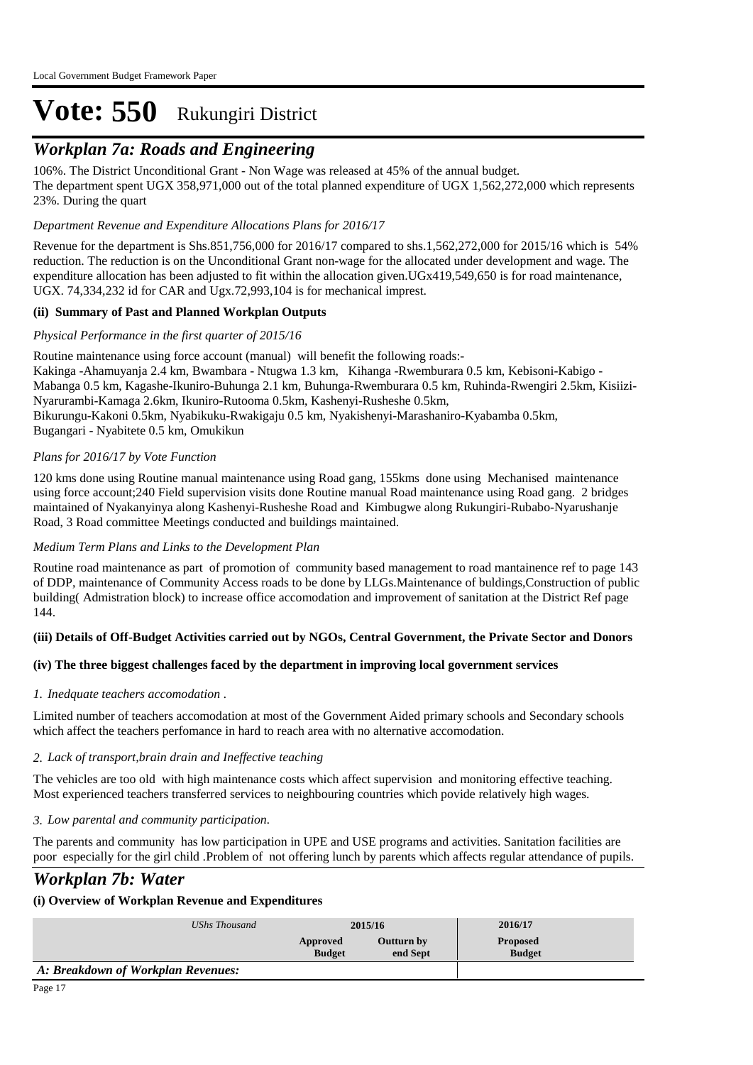# Vote: 550 Rukungiri District

## *Workplan 7a: Roads and Engineering*

106%. The District Unconditional Grant - Non Wage was released at 45% of the annual budget.
The department spent UGX 358,971,000 out of the total planned expenditure of UGX 1,562,272,000 which represents 23%. During the quart

*Department Revenue and Expenditure Allocations Plans for 2016/17*

Revenue for the department is Shs.851,756,000 for 2016/17 compared to shs.1,562,272,000 for 2015/16 which is 54% reduction. The reduction is on the Unconditional Grant non-wage for the allocated under development and wage. The expenditure allocation has been adjusted to fit within the allocation given.UGx419,549,650 is for road maintenance, UGX. 74,334,232 id for CAR and Ugx.72,993,104 is for mechanical imprest.

**(ii) Summary of Past and Planned Workplan Outputs**

*Physical Performance in the first quarter of 2015/16*

Routine maintenance using force account (manual) will benefit the following roads:-
Kakinga -Ahamuyanja 2.4 km, Bwambara - Ntugwa 1.3 km, Kihanga -Rwemburara 0.5 km, Kebisoni-Kabigo - Mabanga 0.5 km, Kagashe-Ikuniro-Buhunga 2.1 km, Buhunga-Rwemburara 0.5 km, Ruhinda-Rwengiri 2.5km, Kisiizi-Nyarurambi-Kamaga 2.6km, Ikuniro-Rutooma 0.5km, Kashenyi-Rusheshe 0.5km,
Bikurungu-Kakoni 0.5km, Nyabikuku-Rwakigaju 0.5 km, Nyakishenyi-Marashaniro-Kyabamba 0.5km,
Bugangari - Nyabitete 0.5 km, Omukikun

*Plans for 2016/17 by Vote Function*

120 kms done using Routine manual maintenance using Road gang, 155kms done using Mechanised maintenance using force account;240 Field supervision visits done Routine manual Road maintenance using Road gang. 2 bridges maintained of Nyakanyinya along Kashenyi-Rusheshe Road and Kimbugwe along Rukungiri-Rubabo-Nyarushanje Road, 3 Road committee Meetings conducted and buildings maintained.

*Medium Term Plans and Links to the Development Plan*

Routine road maintenance as part of promotion of community based management to road mantainence ref to page 143 of DDP, maintenance of Community Access roads to be done by LLGs.Maintenance of buldings,Construction of public building( Admistration block) to increase office accomodation and improvement of sanitation at the District Ref page 144.

**(iii) Details of Off-Budget Activities carried out by NGOs, Central Government, the Private Sector and Donors**

**(iv) The three biggest challenges faced by the department in improving local government services**

1. *Inedquate teachers accomodation .*

Limited number of teachers accomodation at most of the Government Aided primary schools and Secondary schools which affect the teachers perfomance in hard to reach area with no alternative accomodation.

2. *Lack of transport,brain drain and Ineffective teaching*

The vehicles are too old with high maintenance costs which affect supervision and monitoring effective teaching. Most experienced teachers transferred services to neighbouring countries which povide relatively high wages.

3. *Low parental and community participation.*

The parents and community has low participation in UPE and USE programs and activities. Sanitation facilities are poor especially for the girl child .Problem of not offering lunch by parents which affects regular attendance of pupils.

## *Workplan 7b: Water*

**(i) Overview of Workplan Revenue and Expenditures**

| *UShs Thousand* | 2015/16 | | 2016/17 |
|---|---|---|---|
| | Approved Budget | Outturn by end Sept | Proposed Budget |
| *A: Breakdown of Workplan Revenues:* | | | |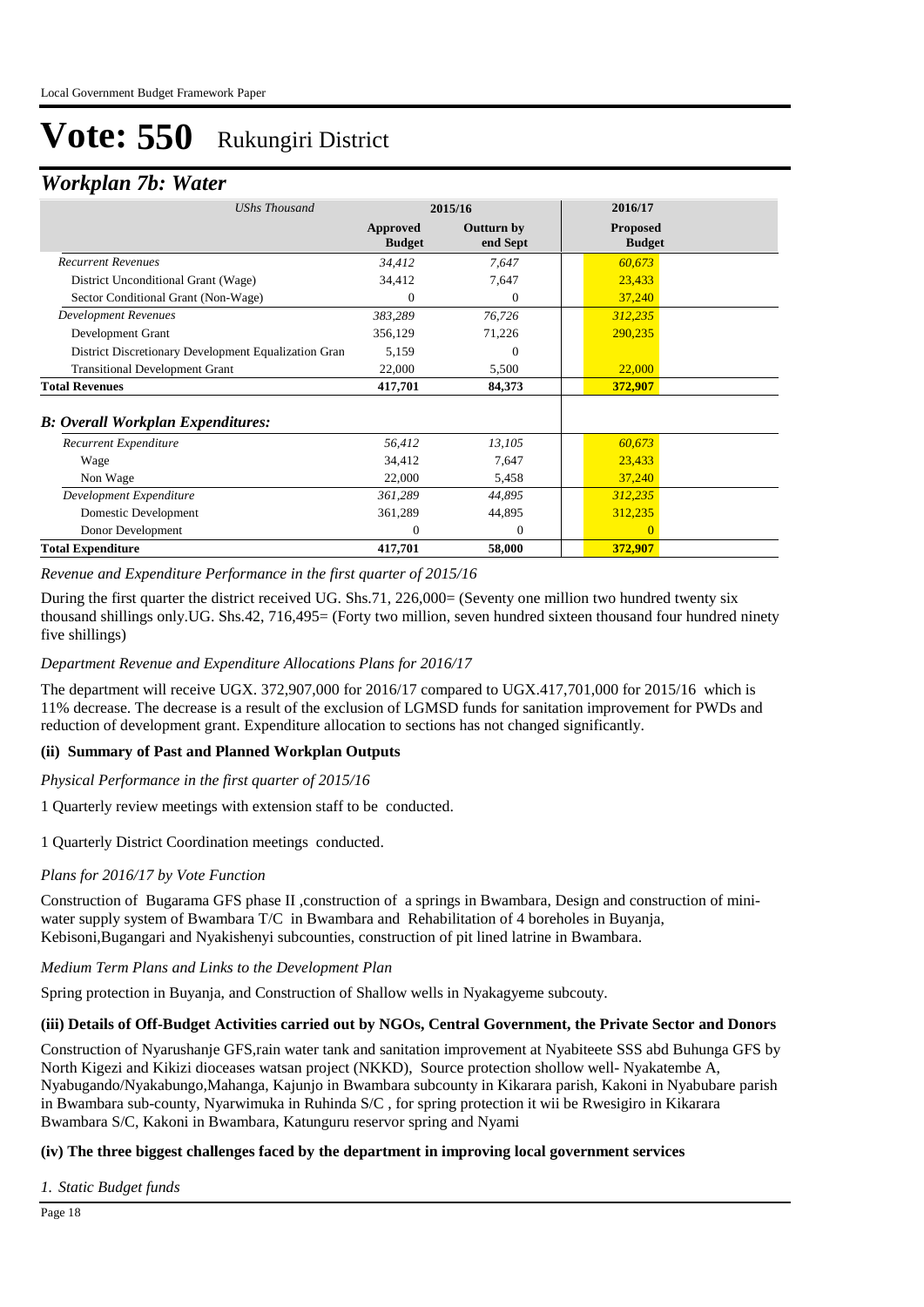# Vote: 550 Rukungiri District

## Workplan 7b: Water

| UShs Thousand | 2015/16 | | 2016/17 |
|---|---|---|---|
| | Approved Budget | Outturn by end Sept | Proposed Budget |
| *Recurrent Revenues* | *34,412* | *7,647* | *60,673* |
| District Unconditional Grant (Wage) | 34,412 | 7,647 | 23,433 |
| Sector Conditional Grant (Non-Wage) | 0 | 0 | 37,240 |
| *Development Revenues* | *383,289* | *76,726* | *312,235* |
| Development Grant | 356,129 | 71,226 | 290,235 |
| District Discretionary Development Equalization Gran | 5,159 | 0 | |
| Transitional Development Grant | 22,000 | 5,500 | 22,000 |
| **Total Revenues** | **417,701** | **84,373** | **372,907** |
| ***B: Overall Workplan Expenditures:*** | | | |
| *Recurrent Expenditure* | *56,412* | *13,105* | *60,673* |
| Wage | 34,412 | 7,647 | 23,433 |
| Non Wage | 22,000 | 5,458 | 37,240 |
| *Development Expenditure* | *361,289* | *44,895* | *312,235* |
| Domestic Development | 361,289 | 44,895 | 312,235 |
| Donor Development | 0 | 0 | 0 |
| **Total Expenditure** | **417,701** | **58,000** | **372,907** |

*Revenue and Expenditure Performance in the first quarter of 2015/16*

During the first quarter the district received UG. Shs.71, 226,000= (Seventy one million two hundred twenty six thousand shillings only.UG. Shs.42, 716,495= (Forty two million, seven hundred sixteen thousand four hundred ninety five shillings)

*Department Revenue and Expenditure Allocations Plans for 2016/17*

The department will receive UGX. 372,907,000 for 2016/17 compared to UGX.417,701,000 for 2015/16 which is 11% decrease. The decrease is a result of the exclusion of LGMSD funds for sanitation improvement for PWDs and reduction of development grant. Expenditure allocation to sections has not changed significantly.

### (ii) Summary of Past and Planned Workplan Outputs

*Physical Performance in the first quarter of 2015/16*

1 Quarterly review meetings with extension staff to be conducted.

1 Quarterly District Coordination meetings conducted.

*Plans for 2016/17 by Vote Function*

Construction of Bugarama GFS phase II ,construction of a springs in Bwambara, Design and construction of mini-water supply system of Bwambara T/C in Bwambara and Rehabilitation of 4 boreholes in Buyanja, Kebisoni,Bugangari and Nyakishenyi subcounties, construction of pit lined latrine in Bwambara.

*Medium Term Plans and Links to the Development Plan*

Spring protection in Buyanja, and Construction of Shallow wells in Nyakagyeme subcouty.

### (iii) Details of Off-Budget Activities carried out by NGOs, Central Government, the Private Sector and Donors

Construction of Nyarushanje GFS,rain water tank and sanitation improvement at Nyabiteete SSS abd Buhunga GFS by North Kigezi and Kikizi dioceases watsan project (NKKD), Source protection shollow well- Nyakatembe A, Nyabugando/Nyakabungo,Mahanga, Kajunjo in Bwambara subcounty in Kikarara parish, Kakoni in Nyabubare parish in Bwambara sub-county, Nyarwimuka in Ruhinda S/C , for spring protection it wii be Rwesigiro in Kikarara Bwambara S/C, Kakoni in Bwambara, Katunguru reservor spring and Nyami

### (iv) The three biggest challenges faced by the department in improving local government services

*1. Static Budget funds*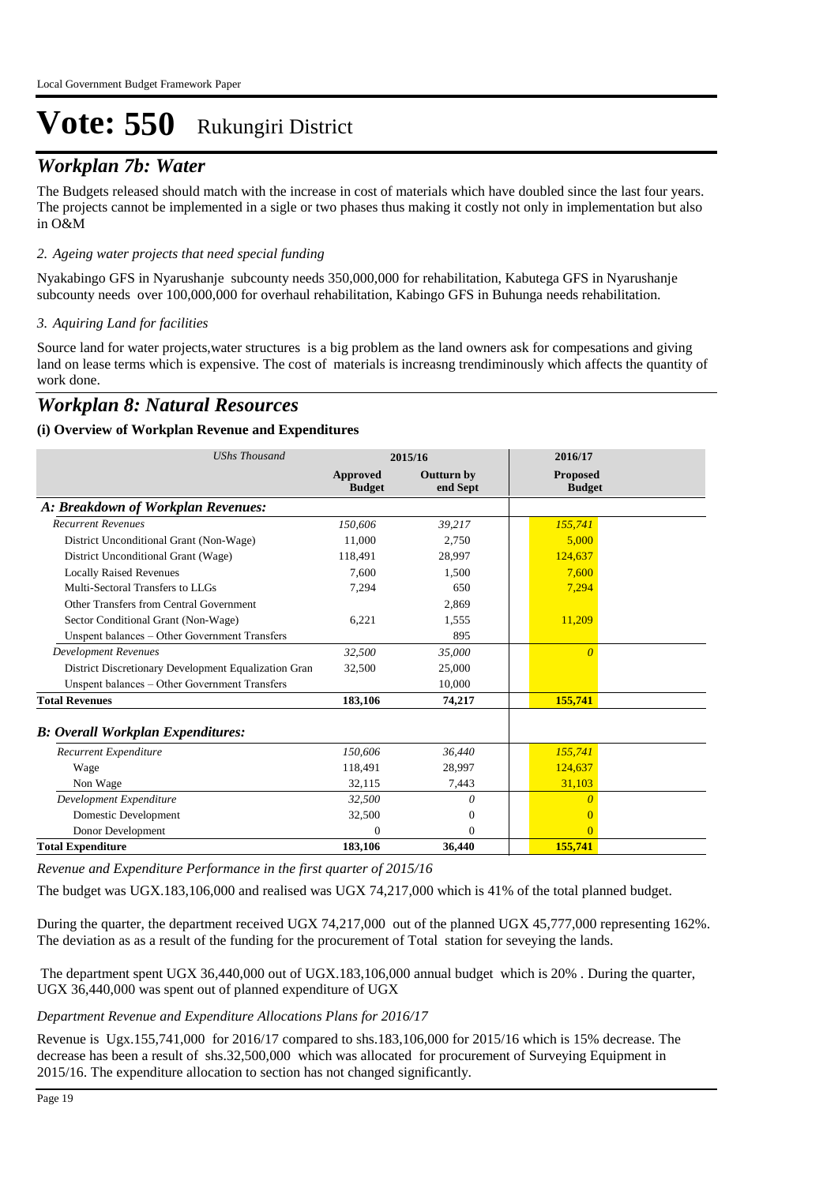# Vote: 550 Rukungiri District

## *Workplan 7b: Water*

The Budgets released should match with the increase in cost of materials which have doubled since the last four years. The projects cannot be implemented in a sigle or two phases thus making it costly not only in implementation but also in O&M

*2. Ageing water projects that need special funding*

Nyakabingo GFS in Nyarushanje subcounty needs 350,000,000 for rehabilitation, Kabutega GFS in Nyarushanje subcounty needs over 100,000,000 for overhaul rehabilitation, Kabingo GFS in Buhunga needs rehabilitation.

*3. Aquiring Land for facilities*

Source land for water projects,water structures is a big problem as the land owners ask for compesations and giving land on lease terms which is expensive. The cost of materials is increasng trendiminously which affects the quantity of work done.

## *Workplan 8: Natural Resources*

**(i) Overview of Workplan Revenue and Expenditures**

| *UShs Thousand* | 2015/16 | | 2016/17 |
|---|---|---|---|
| | **Approved Budget** | **Outturn by end Sept** | **Proposed Budget** |
| ***A: Breakdown of Workplan Revenues:*** | | | |
| *Recurrent Revenues* | *150,606* | *39,217* | *155,741* |
| District Unconditional Grant (Non-Wage) | 11,000 | 2,750 | 5,000 |
| District Unconditional Grant (Wage) | 118,491 | 28,997 | 124,637 |
| Locally Raised Revenues | 7,600 | 1,500 | 7,600 |
| Multi-Sectoral Transfers to LLGs | 7,294 | 650 | 7,294 |
| Other Transfers from Central Government | | 2,869 | |
| Sector Conditional Grant (Non-Wage) | 6,221 | 1,555 | 11,209 |
| Unspent balances – Other Government Transfers | | 895 | |
| *Development Revenues* | *32,500* | *35,000* | *0* |
| District Discretionary Development Equalization Gran | 32,500 | 25,000 | |
| Unspent balances – Other Government Transfers | | 10,000 | |
| **Total Revenues** | **183,106** | **74,217** | **155,741** |
| ***B: Overall Workplan Expenditures:*** | | | |
| *Recurrent Expenditure* | *150,606* | *36,440* | *155,741* |
| Wage | 118,491 | 28,997 | 124,637 |
| Non Wage | 32,115 | 7,443 | 31,103 |
| *Development Expenditure* | *32,500* | *0* | *0* |
| Domestic Development | 32,500 | 0 | 0 |
| Donor Development | 0 | 0 | 0 |
| **Total Expenditure** | **183,106** | **36,440** | **155,741** |

*Revenue and Expenditure Performance in the first quarter of 2015/16*

The budget was UGX.183,106,000 and realised was UGX 74,217,000 which is 41% of the total planned budget.

During the quarter, the department received UGX 74,217,000 out of the planned UGX 45,777,000 representing 162%. The deviation as as a result of the funding for the procurement of Total station for seveying the lands.

The department spent UGX 36,440,000 out of UGX.183,106,000 annual budget which is 20% . During the quarter, UGX 36,440,000 was spent out of planned expenditure of UGX

*Department Revenue and Expenditure Allocations Plans for 2016/17*

Revenue is Ugx.155,741,000 for 2016/17 compared to shs.183,106,000 for 2015/16 which is 15% decrease. The decrease has been a result of shs.32,500,000 which was allocated for procurement of Surveying Equipment in 2015/16. The expenditure allocation to section has not changed significantly.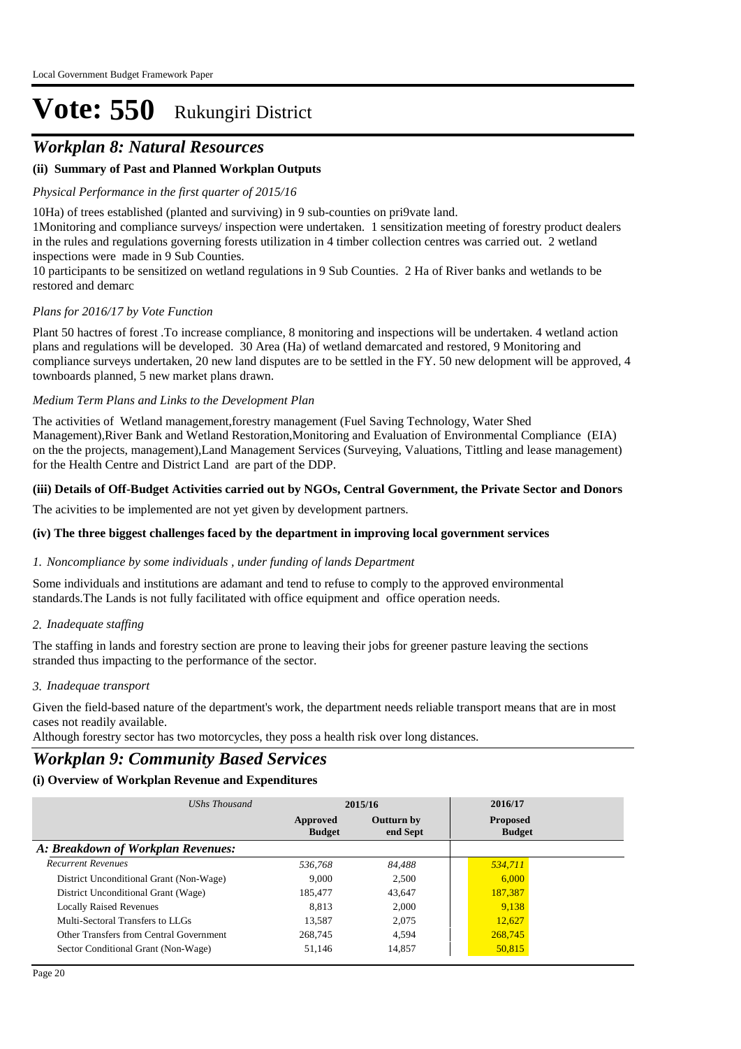# Vote: 550 Rukungiri District

## *Workplan 8: Natural Resources*

### (ii) Summary of Past and Planned Workplan Outputs

*Physical Performance in the first quarter of 2015/16*

10Ha) of trees established (planted and surviving) in 9 sub-counties on pri9vate land.
1Monitoring and compliance surveys/ inspection were undertaken. 1 sensitization meeting of forestry product dealers in the rules and regulations governing forests utilization in 4 timber collection centres was carried out. 2 wetland inspections were made in 9 Sub Counties.
10 participants to be sensitized on wetland regulations in 9 Sub Counties. 2 Ha of River banks and wetlands to be restored and demarc

*Plans for 2016/17 by Vote Function*

Plant 50 hactres of forest .To increase compliance, 8 monitoring and inspections will be undertaken. 4 wetland action plans and regulations will be developed. 30 Area (Ha) of wetland demarcated and restored, 9 Monitoring and compliance surveys undertaken, 20 new land disputes are to be settled in the FY. 50 new delopment will be approved, 4 townboards planned, 5 new market plans drawn.

*Medium Term Plans and Links to the Development Plan*

The activities of Wetland management,forestry management (Fuel Saving Technology, Water Shed Management),River Bank and Wetland Restoration,Monitoring and Evaluation of Environmental Compliance (EIA) on the the projects, management),Land Management Services (Surveying, Valuations, Tittling and lease management) for the Health Centre and District Land are part of the DDP.

### (iii) Details of Off-Budget Activities carried out by NGOs, Central Government, the Private Sector and Donors

The acivities to be implemented are not yet given by development partners.

### (iv) The three biggest challenges faced by the department in improving local government services

*1. Noncompliance by some individuals , under funding of lands Department*

Some individuals and institutions are adamant and tend to refuse to comply to the approved environmental standards.The Lands is not fully facilitated with office equipment and office operation needs.

*2. Inadequate staffing*

The staffing in lands and forestry section are prone to leaving their jobs for greener pasture leaving the sections stranded thus impacting to the performance of the sector.

*3. Inadequae transport*

Given the field-based nature of the department's work, the department needs reliable transport means that are in most cases not readily available.
Although forestry sector has two motorcycles, they poss a health risk over long distances.

## *Workplan 9: Community Based Services*

### (i) Overview of Workplan Revenue and Expenditures

| *UShs Thousand* | 2015/16 | | 2016/17 |
|---|---|---|---|
| | **Approved Budget** | **Outturn by end Sept** | **Proposed Budget** |
| ***A: Breakdown of Workplan Revenues:*** | | | |
| *Recurrent Revenues* | *536,768* | *84,488* | *534,711* |
| District Unconditional Grant (Non-Wage) | 9,000 | 2,500 | 6,000 |
| District Unconditional Grant (Wage) | 185,477 | 43,647 | 187,387 |
| Locally Raised Revenues | 8,813 | 2,000 | 9,138 |
| Multi-Sectoral Transfers to LLGs | 13,587 | 2,075 | 12,627 |
| Other Transfers from Central Government | 268,745 | 4,594 | 268,745 |
| Sector Conditional Grant (Non-Wage) | 51,146 | 14,857 | 50,815 |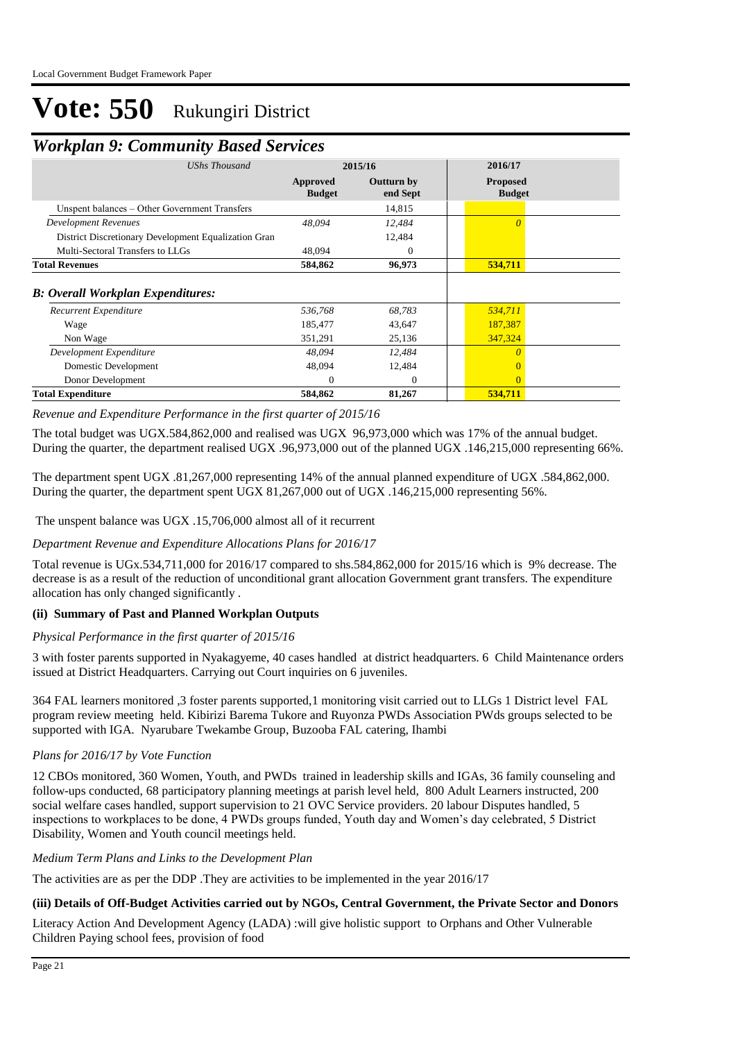# Vote: 550 Rukungiri District

## *Workplan 9: Community Based Services*

| *UShs Thousand* | 2015/16 | | 2016/17 |
|---|---|---|---|
| | **Approved Budget** | **Outturn by end Sept** | **Proposed Budget** |
| Unspent balances – Other Government Transfers | | 14,815 | |
| *Development Revenues* | *48,094* | *12,484* | *0* |
| District Discretionary Development Equalization Gran | | 12,484 | |
| Multi-Sectoral Transfers to LLGs | 48,094 | 0 | |
| **Total Revenues** | **584,862** | **96,973** | **534,711** |
| ***B: Overall Workplan Expenditures:*** | | | |
| *Recurrent Expenditure* | *536,768* | *68,783* | *534,711* |
| Wage | 185,477 | 43,647 | 187,387 |
| Non Wage | 351,291 | 25,136 | 347,324 |
| *Development Expenditure* | *48,094* | *12,484* | *0* |
| Domestic Development | 48,094 | 12,484 | 0 |
| Donor Development | 0 | 0 | 0 |
| **Total Expenditure** | **584,862** | **81,267** | **534,711** |

*Revenue and Expenditure Performance in the first quarter of 2015/16*

The total budget was UGX.584,862,000 and realised was UGX 96,973,000 which was 17% of the annual budget. During the quarter, the department realised UGX .96,973,000 out of the planned UGX .146,215,000 representing 66%.

The department spent UGX .81,267,000 representing 14% of the annual planned expenditure of UGX .584,862,000. During the quarter, the department spent UGX 81,267,000 out of UGX .146,215,000 representing 56%.

The unspent balance was UGX .15,706,000 almost all of it recurrent

*Department Revenue and Expenditure Allocations Plans for 2016/17*

Total revenue is UGx.534,711,000 for 2016/17 compared to shs.584,862,000 for 2015/16 which is 9% decrease. The decrease is as a result of the reduction of unconditional grant allocation Government grant transfers. The expenditure allocation has only changed significantly .

**(ii) Summary of Past and Planned Workplan Outputs**

*Physical Performance in the first quarter of 2015/16*

3 with foster parents supported in Nyakagyeme, 40 cases handled at district headquarters. 6 Child Maintenance orders issued at District Headquarters. Carrying out Court inquiries on 6 juveniles.

364 FAL learners monitored ,3 foster parents supported,1 monitoring visit carried out to LLGs 1 District level FAL program review meeting held. Kibirizi Barema Tukore and Ruyonza PWDs Association PWds groups selected to be supported with IGA. Nyarubare Twekambe Group, Buzooba FAL catering, Ihambi

*Plans for 2016/17 by Vote Function*

12 CBOs monitored, 360 Women, Youth, and PWDs trained in leadership skills and IGAs, 36 family counseling and follow-ups conducted, 68 participatory planning meetings at parish level held, 800 Adult Learners instructed, 200 social welfare cases handled, support supervision to 21 OVC Service providers. 20 labour Disputes handled, 5 inspections to workplaces to be done, 4 PWDs groups funded, Youth day and Women's day celebrated, 5 District Disability, Women and Youth council meetings held.

*Medium Term Plans and Links to the Development Plan*

The activities are as per the DDP .They are activities to be implemented in the year 2016/17

**(iii) Details of Off-Budget Activities carried out by NGOs, Central Government, the Private Sector and Donors**

Literacy Action And Development Agency (LADA) :will give holistic support to Orphans and Other Vulnerable Children Paying school fees, provision of food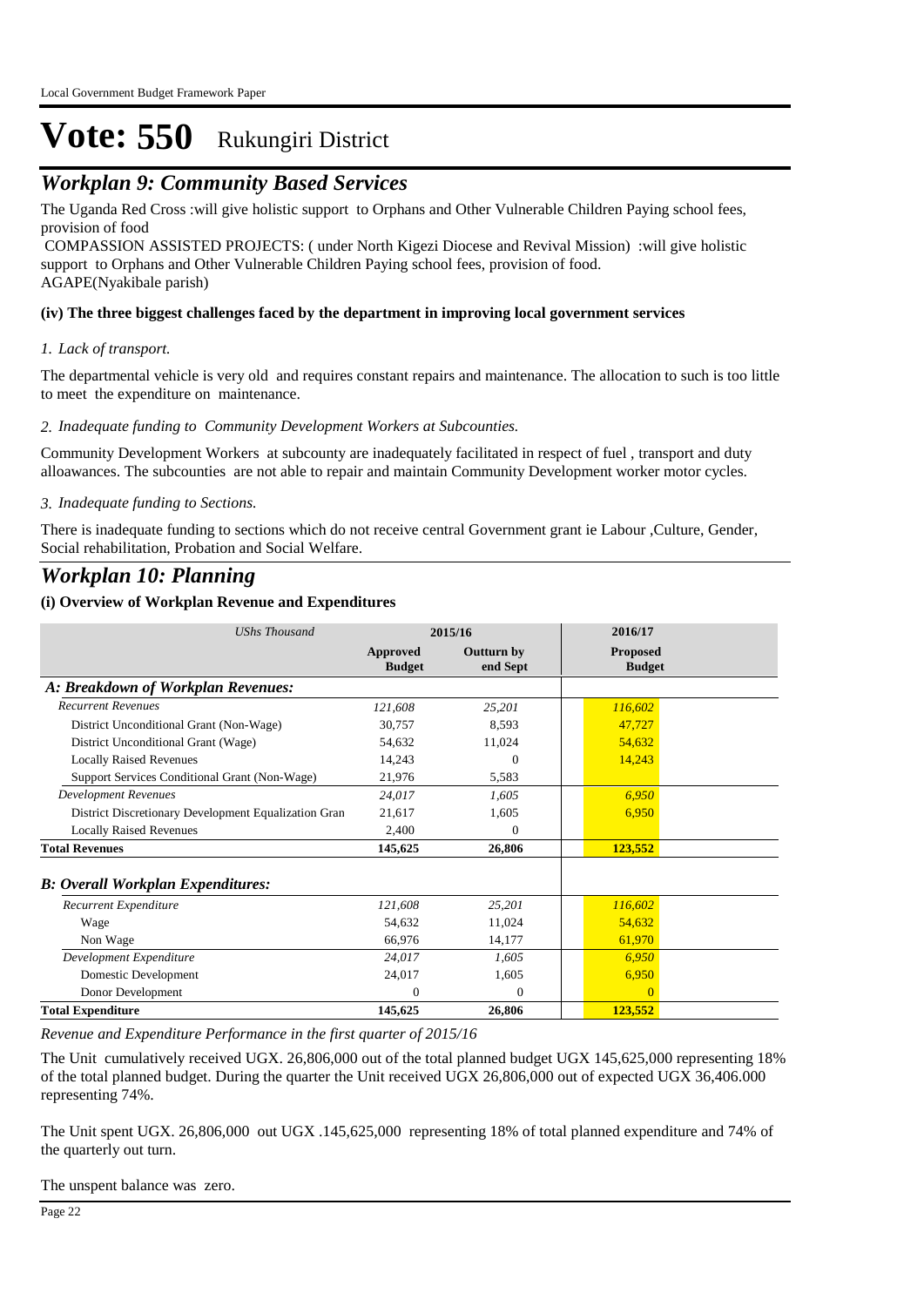# Vote: 550 Rukungiri District

## *Workplan 9: Community Based Services*

The Uganda Red Cross :will give holistic support to Orphans and Other Vulnerable Children Paying school fees, provision of food

COMPASSION ASSISTED PROJECTS: ( under North Kigezi Diocese and Revival Mission) :will give holistic support to Orphans and Other Vulnerable Children Paying school fees, provision of food.
AGAPE(Nyakibale parish)

**(iv) The three biggest challenges faced by the department in improving local government services**

*1. Lack of transport.*

The departmental vehicle is very old and requires constant repairs and maintenance. The allocation to such is too little to meet the expenditure on maintenance.

*2. Inadequate funding to Community Development Workers at Subcounties.*

Community Development Workers at subcounty are inadequately facilitated in respect of fuel , transport and duty alloawances. The subcounties are not able to repair and maintain Community Development worker motor cycles.

*3. Inadequate funding to Sections.*

There is inadequate funding to sections which do not receive central Government grant ie Labour ,Culture, Gender, Social rehabilitation, Probation and Social Welfare.

## *Workplan 10: Planning*

**(i) Overview of Workplan Revenue and Expenditures**

| *UShs Thousand* | 2015/16 | | 2016/17 |
|---|---|---|---|
| | **Approved Budget** | **Outturn by end Sept** | **Proposed Budget** |
| ***A: Breakdown of Workplan Revenues:*** | | | |
| *Recurrent Revenues* | *121,608* | *25,201* | *116,602* |
| District Unconditional Grant (Non-Wage) | 30,757 | 8,593 | 47,727 |
| District Unconditional Grant (Wage) | 54,632 | 11,024 | 54,632 |
| Locally Raised Revenues | 14,243 | 0 | 14,243 |
| Support Services Conditional Grant (Non-Wage) | 21,976 | 5,583 | |
| *Development Revenues* | *24,017* | *1,605* | *6,950* |
| District Discretionary Development Equalization Gran | 21,617 | 1,605 | 6,950 |
| Locally Raised Revenues | 2,400 | 0 | |
| **Total Revenues** | **145,625** | **26,806** | **123,552** |
| ***B: Overall Workplan Expenditures:*** | | | |
| *Recurrent Expenditure* | *121,608* | *25,201* | *116,602* |
| Wage | 54,632 | 11,024 | 54,632 |
| Non Wage | 66,976 | 14,177 | 61,970 |
| *Development Expenditure* | *24,017* | *1,605* | *6,950* |
| Domestic Development | 24,017 | 1,605 | 6,950 |
| Donor Development | 0 | 0 | 0 |
| **Total Expenditure** | **145,625** | **26,806** | **123,552** |

*Revenue and Expenditure Performance in the first quarter of 2015/16*

The Unit cumulatively received UGX. 26,806,000 out of the total planned budget UGX 145,625,000 representing 18% of the total planned budget. During the quarter the Unit received UGX 26,806,000 out of expected UGX 36,406.000 representing 74%.

The Unit spent UGX. 26,806,000 out UGX .145,625,000 representing 18% of total planned expenditure and 74% of the quarterly out turn.

The unspent balance was zero.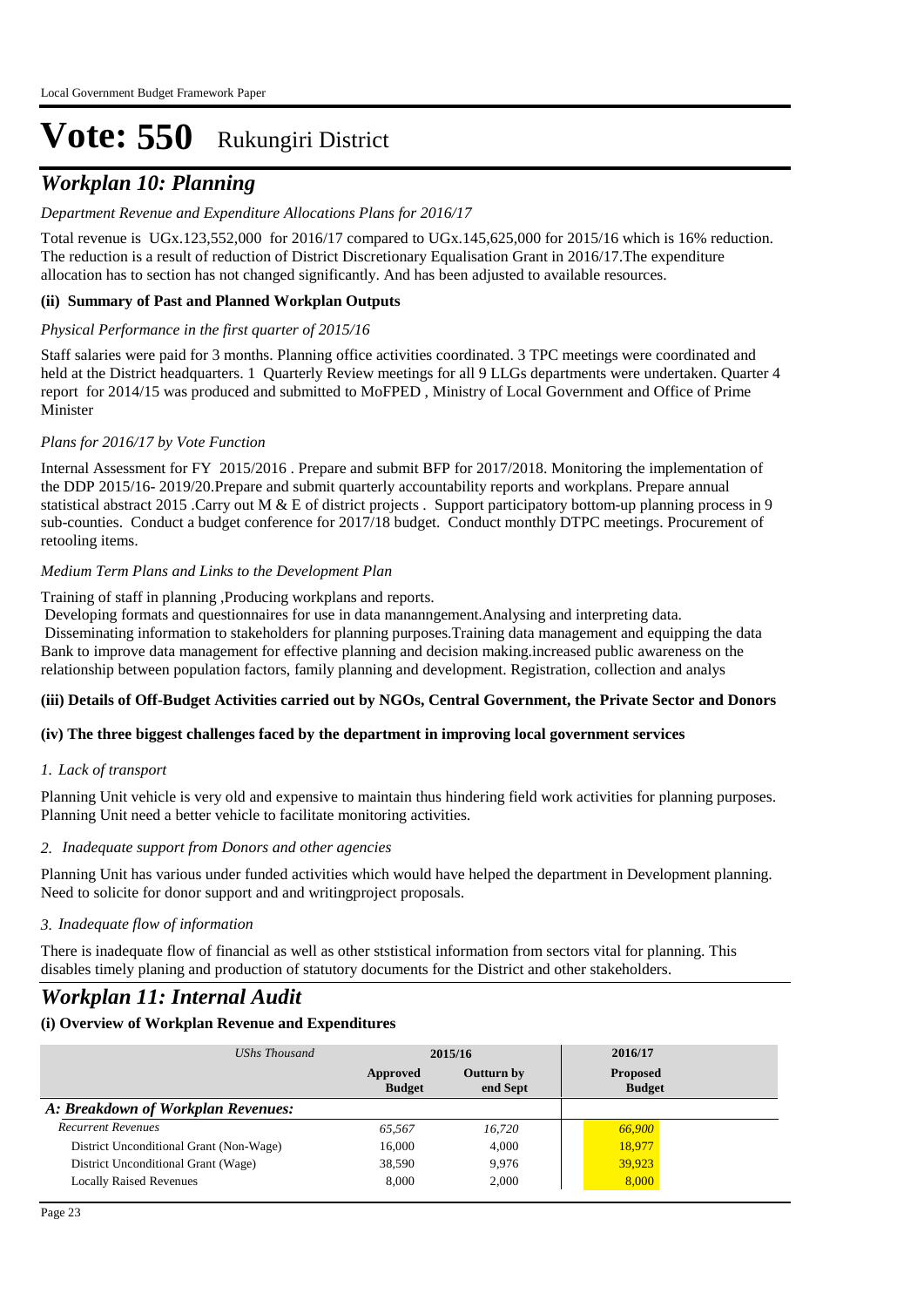# Vote: 550 Rukungiri District

## *Workplan 10: Planning*

*Department Revenue and Expenditure Allocations Plans for 2016/17*

Total revenue is UGx.123,552,000 for 2016/17 compared to UGx.145,625,000 for 2015/16 which is 16% reduction. The reduction is a result of reduction of District Discretionary Equalisation Grant in 2016/17.The expenditure allocation has to section has not changed significantly. And has been adjusted to available resources.

**(ii) Summary of Past and Planned Workplan Outputs**

*Physical Performance in the first quarter of 2015/16*

Staff salaries were paid for 3 months. Planning office activities coordinated. 3 TPC meetings were coordinated and held at the District headquarters. 1 Quarterly Review meetings for all 9 LLGs departments were undertaken. Quarter 4 report for 2014/15 was produced and submitted to MoFPED , Ministry of Local Government and Office of Prime Minister

*Plans for 2016/17 by Vote Function*

Internal Assessment for FY 2015/2016 . Prepare and submit BFP for 2017/2018. Monitoring the implementation of the DDP 2015/16- 2019/20.Prepare and submit quarterly accountability reports and workplans. Prepare annual statistical abstract 2015 .Carry out M & E of district projects . Support participatory bottom-up planning process in 9 sub-counties. Conduct a budget conference for 2017/18 budget. Conduct monthly DTPC meetings. Procurement of retooling items.

*Medium Term Plans and Links to the Development Plan*

Training of staff in planning ,Producing workplans and reports.
Developing formats and questionnaires for use in data mananngement.Analysing and interpreting data.
Disseminating information to stakeholders for planning purposes.Training data management and equipping the data Bank to improve data management for effective planning and decision making.increased public awareness on the relationship between population factors, family planning and development. Registration, collection and analys

**(iii) Details of Off-Budget Activities carried out by NGOs, Central Government, the Private Sector and Donors**

**(iv) The three biggest challenges faced by the department in improving local government services**

*1. Lack of transport*

Planning Unit vehicle is very old and expensive to maintain thus hindering field work activities for planning purposes. Planning Unit need a better vehicle to facilitate monitoring activities.

*2. Inadequate support from Donors and other agencies*

Planning Unit has various under funded activities which would have helped the department in Development planning. Need to solicite for donor support and and writingproject proposals.

*3. Inadequate flow of information*

There is inadequate flow of financial as well as other ststistical information from sectors vital for planning. This disables timely planing and production of statutory documents for the District and other stakeholders.

## *Workplan 11: Internal Audit*

**(i) Overview of Workplan Revenue and Expenditures**

| *UShs Thousand* | 2015/16 | | 2016/17 |
|---|---|---|---|
| | **Approved Budget** | **Outturn by end Sept** | **Proposed Budget** |
| ***A: Breakdown of Workplan Revenues:*** | | | |
| *Recurrent Revenues* | *65,567* | *16,720* | *66,900* |
| District Unconditional Grant (Non-Wage) | 16,000 | 4,000 | 18,977 |
| District Unconditional Grant (Wage) | 38,590 | 9,976 | 39,923 |
| Locally Raised Revenues | 8,000 | 2,000 | 8,000 |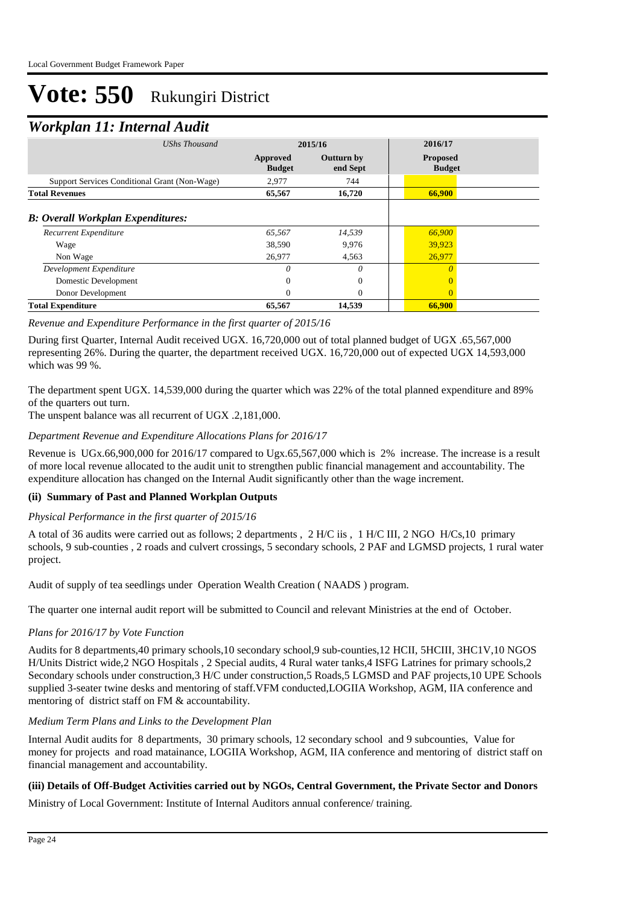# Vote: 550 Rukungiri District

## *Workplan 11: Internal Audit*

| *UShs Thousand* | 2015/16 | | 2016/17 |
|---|---|---|---|
| | **Approved Budget** | **Outturn by end Sept** | **Proposed Budget** |
| Support Services Conditional Grant (Non-Wage) | 2,977 | 744 | |
| **Total Revenues** | **65,567** | **16,720** | **66,900** |
| ***B: Overall Workplan Expenditures:*** | | | |
| *Recurrent Expenditure* | *65,567* | *14,539* | *66,900* |
| Wage | 38,590 | 9,976 | 39,923 |
| Non Wage | 26,977 | 4,563 | 26,977 |
| *Development Expenditure* | *0* | *0* | *0* |
| Domestic Development | 0 | 0 | 0 |
| Donor Development | 0 | 0 | 0 |
| **Total Expenditure** | **65,567** | **14,539** | **66,900** |

*Revenue and Expenditure Performance in the first quarter of 2015/16*

During first Quarter, Internal Audit received UGX. 16,720,000 out of total planned budget of UGX .65,567,000 representing 26%. During the quarter, the department received UGX. 16,720,000 out of expected UGX 14,593,000 which was 99 %.

The department spent UGX. 14,539,000 during the quarter which was 22% of the total planned expenditure and 89% of the quarters out turn.
The unspent balance was all recurrent of UGX .2,181,000.

*Department Revenue and Expenditure Allocations Plans for 2016/17*

Revenue is UGx.66,900,000 for 2016/17 compared to Ugx.65,567,000 which is 2% increase. The increase is a result of more local revenue allocated to the audit unit to strengthen public financial management and accountability. The expenditure allocation has changed on the Internal Audit significantly other than the wage increment.

**(ii) Summary of Past and Planned Workplan Outputs**

*Physical Performance in the first quarter of 2015/16*

A total of 36 audits were carried out as follows; 2 departments , 2 H/C iis , 1 H/C III, 2 NGO H/Cs,10 primary schools, 9 sub-counties , 2 roads and culvert crossings, 5 secondary schools, 2 PAF and LGMSD projects, 1 rural water project.

Audit of supply of tea seedlings under Operation Wealth Creation ( NAADS ) program.

The quarter one internal audit report will be submitted to Council and relevant Ministries at the end of October.

*Plans for 2016/17 by Vote Function*

Audits for 8 departments,40 primary schools,10 secondary school,9 sub-counties,12 HCII, 5HCIII, 3HC1V,10 NGOS H/Units District wide,2 NGO Hospitals , 2 Special audits, 4 Rural water tanks,4 ISFG Latrines for primary schools,2 Secondary schools under construction,3 H/C under construction,5 Roads,5 LGMSD and PAF projects,10 UPE Schools supplied 3-seater twine desks and mentoring of staff.VFM conducted,LOGIIA Workshop, AGM, IIA conference and mentoring of district staff on FM & accountability.

*Medium Term Plans and Links to the Development Plan*

Internal Audit audits for 8 departments, 30 primary schools, 12 secondary school and 9 subcounties, Value for money for projects and road matainance, LOGIIA Workshop, AGM, IIA conference and mentoring of district staff on financial management and accountability.

**(iii) Details of Off-Budget Activities carried out by NGOs, Central Government, the Private Sector and Donors**

Ministry of Local Government: Institute of Internal Auditors annual conference/ training.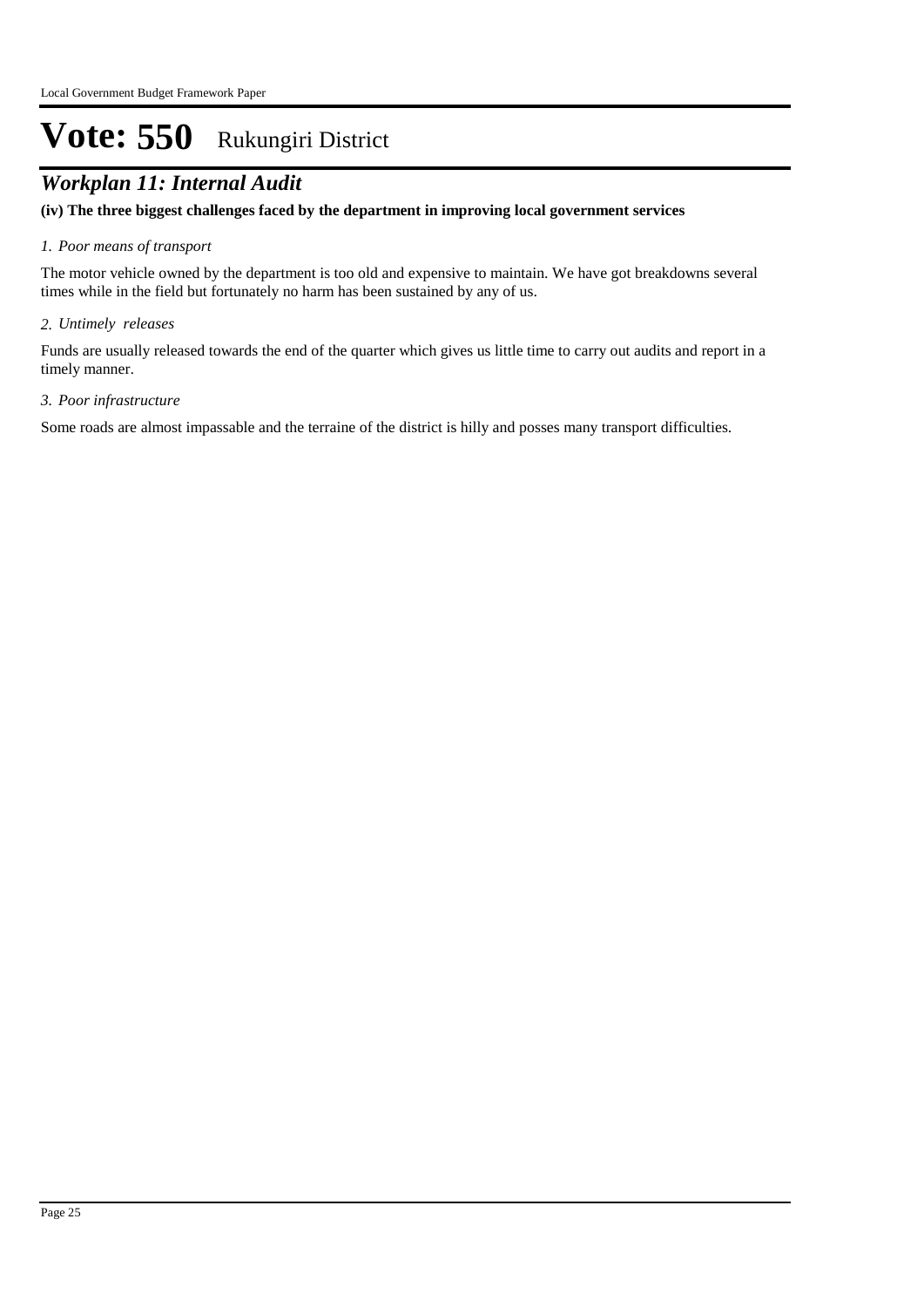# Vote: 550 Rukungiri District

## *Workplan 11: Internal Audit*

**(iv) The three biggest challenges faced by the department in improving local government services**

*1. Poor means of transport*

The motor vehicle owned by the department is too old and expensive to maintain. We have got breakdowns several times while in the field but fortunately no harm has been sustained by any of us.

*2. Untimely releases*

Funds are usually released towards the end of the quarter which gives us little time to carry out audits and report in a timely manner.

*3. Poor infrastructure*

Some roads are almost impassable and the terraine of the district is hilly and posses many transport difficulties.